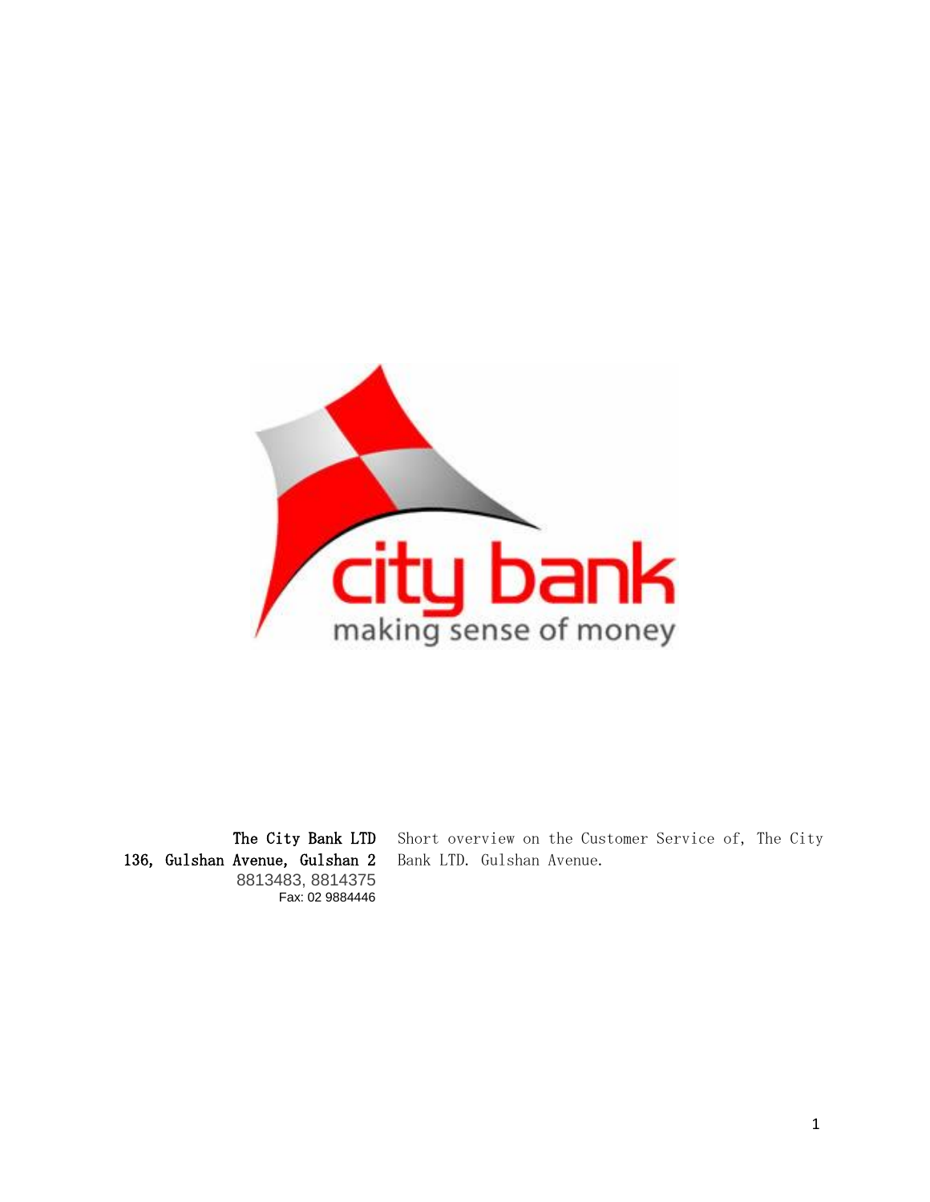**The City Bank LTD**
**136, Gulshan Avenue, Gulshan 2**
8813483, 8814375
Fax: 02 9884446

Short overview on the Customer Service of, The City Bank LTD. Gulshan Avenue.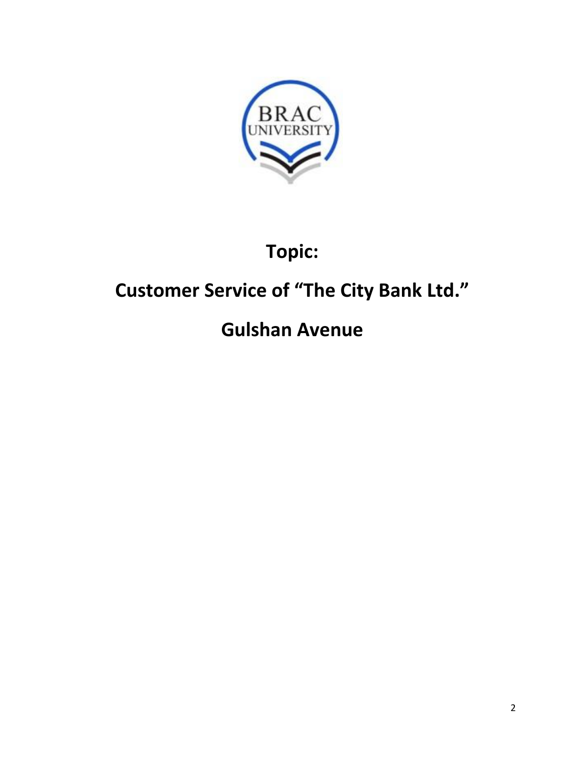**Topic:**

**Customer Service of “The City Bank Ltd.”**

**Gulshan Avenue**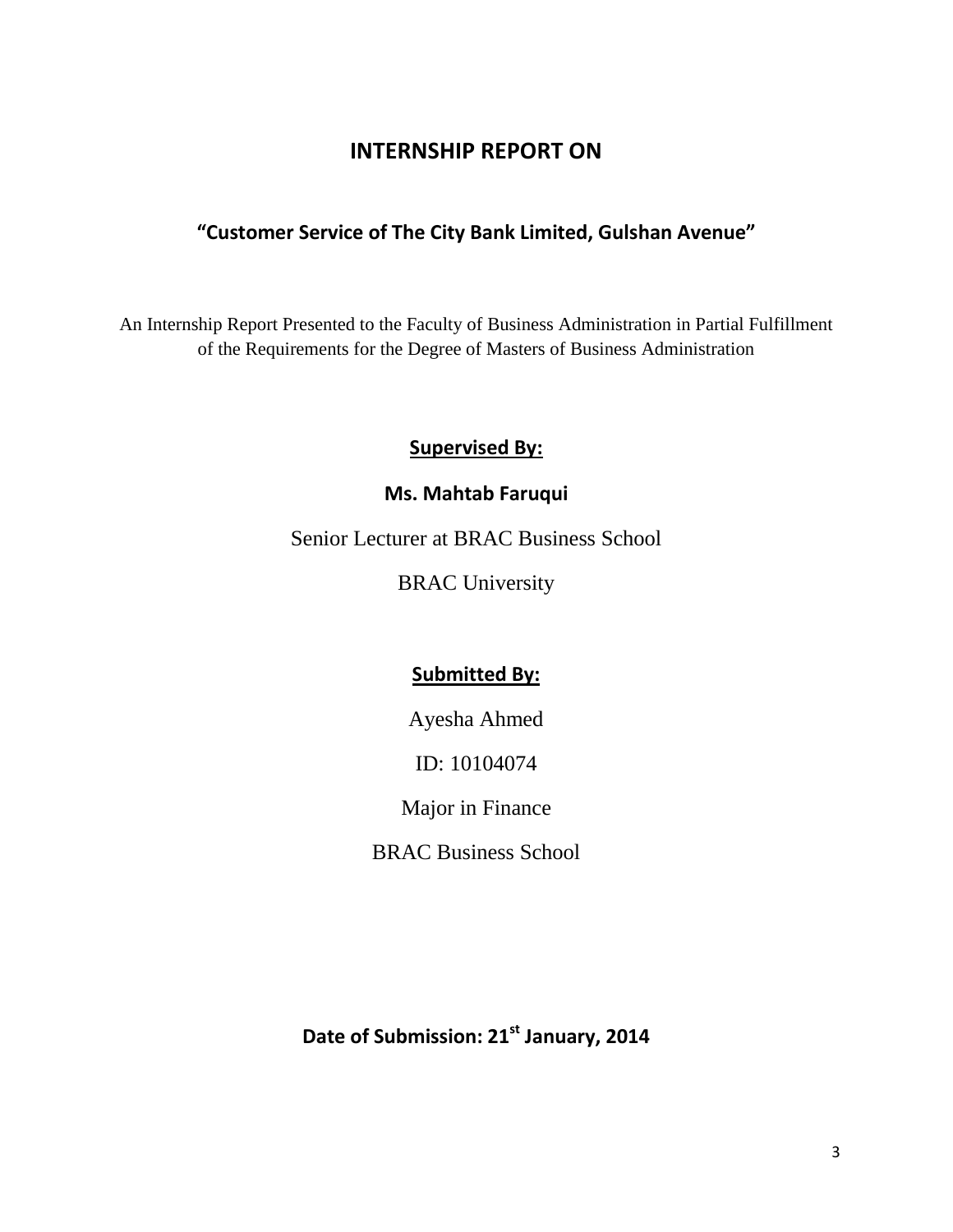# INTERNSHIP REPORT ON

## “Customer Service of The City Bank Limited, Gulshan Avenue”

An Internship Report Presented to the Faculty of Business Administration in Partial Fulfillment of the Requirements for the Degree of Masters of Business Administration

**Supervised By:**

**Ms. Mahtab Faruqui**

Senior Lecturer at BRAC Business School

BRAC University

**Submitted By:**

Ayesha Ahmed

ID: 10104074

Major in Finance

BRAC Business School

**Date of Submission: 21st January, 2014**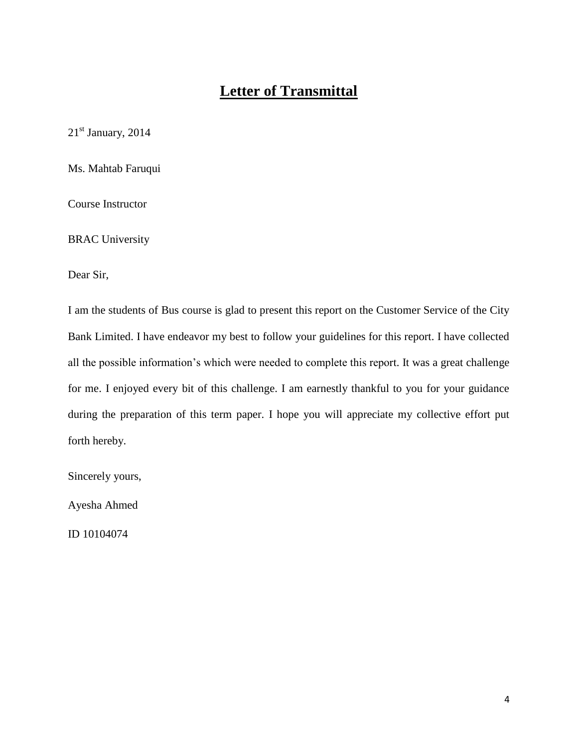# Letter of Transmittal

21st January, 2014

Ms. Mahtab Faruqui

Course Instructor

BRAC University

Dear Sir,

I am the students of Bus course is glad to present this report on the Customer Service of the City Bank Limited. I have endeavor my best to follow your guidelines for this report. I have collected all the possible information's which were needed to complete this report. It was a great challenge for me. I enjoyed every bit of this challenge. I am earnestly thankful to you for your guidance during the preparation of this term paper. I hope you will appreciate my collective effort put forth hereby.

Sincerely yours,

Ayesha Ahmed

ID 10104074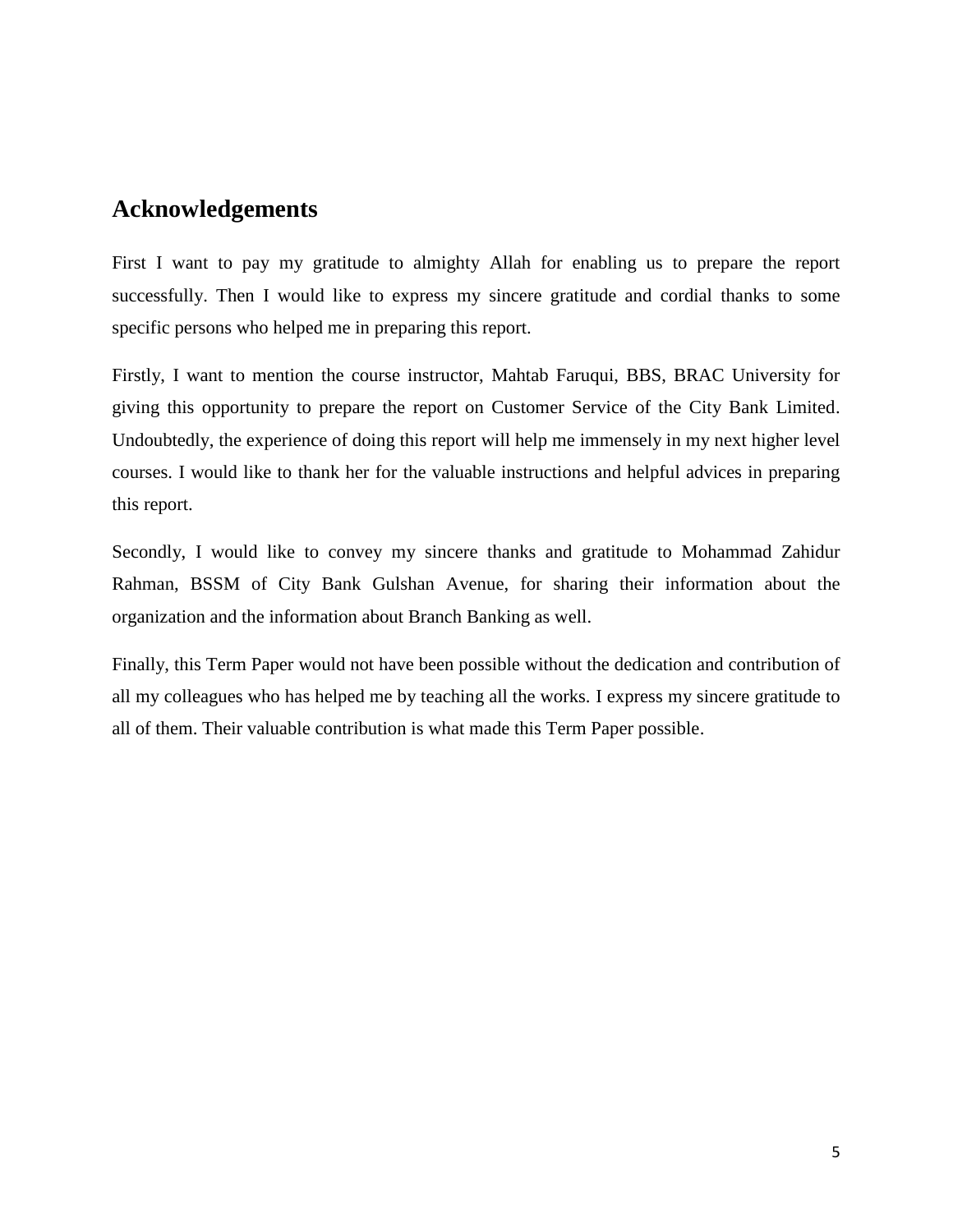## Acknowledgements

First I want to pay my gratitude to almighty Allah for enabling us to prepare the report successfully. Then I would like to express my sincere gratitude and cordial thanks to some specific persons who helped me in preparing this report.

Firstly, I want to mention the course instructor, Mahtab Faruqui, BBS, BRAC University for giving this opportunity to prepare the report on Customer Service of the City Bank Limited. Undoubtedly, the experience of doing this report will help me immensely in my next higher level courses. I would like to thank her for the valuable instructions and helpful advices in preparing this report.

Secondly, I would like to convey my sincere thanks and gratitude to Mohammad Zahidur Rahman, BSSM of City Bank Gulshan Avenue, for sharing their information about the organization and the information about Branch Banking as well.

Finally, this Term Paper would not have been possible without the dedication and contribution of all my colleagues who has helped me by teaching all the works. I express my sincere gratitude to all of them. Their valuable contribution is what made this Term Paper possible.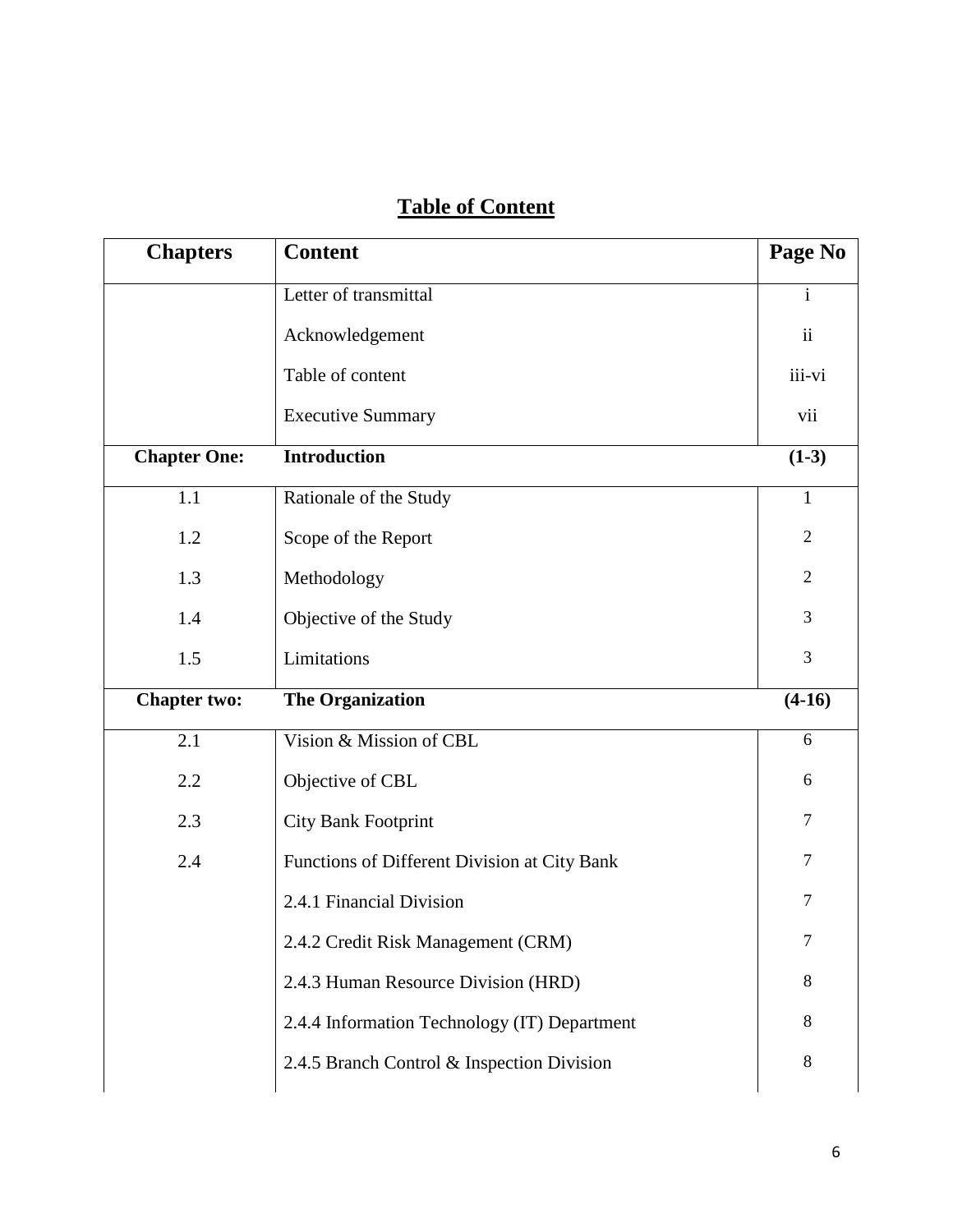# Table of Content

| Chapters | Content | Page No |
|---|---|---|
| | Letter of transmittal | i |
| | Acknowledgement | ii |
| | Table of content | iii-vi |
| | Executive Summary | vii |
| **Chapter One:** | **Introduction** | **(1-3)** |
| 1.1 | Rationale of the Study | 1 |
| 1.2 | Scope of the Report | 2 |
| 1.3 | Methodology | 2 |
| 1.4 | Objective of the Study | 3 |
| 1.5 | Limitations | 3 |
| **Chapter two:** | **The Organization** | **(4-16)** |
| 2.1 | Vision & Mission of CBL | 6 |
| 2.2 | Objective of CBL | 6 |
| 2.3 | City Bank Footprint | 7 |
| 2.4 | Functions of Different Division at City Bank | 7 |
| | 2.4.1 Financial Division | 7 |
| | 2.4.2 Credit Risk Management (CRM) | 7 |
| | 2.4.3 Human Resource Division (HRD) | 8 |
| | 2.4.4 Information Technology (IT) Department | 8 |
| | 2.4.5 Branch Control & Inspection Division | 8 |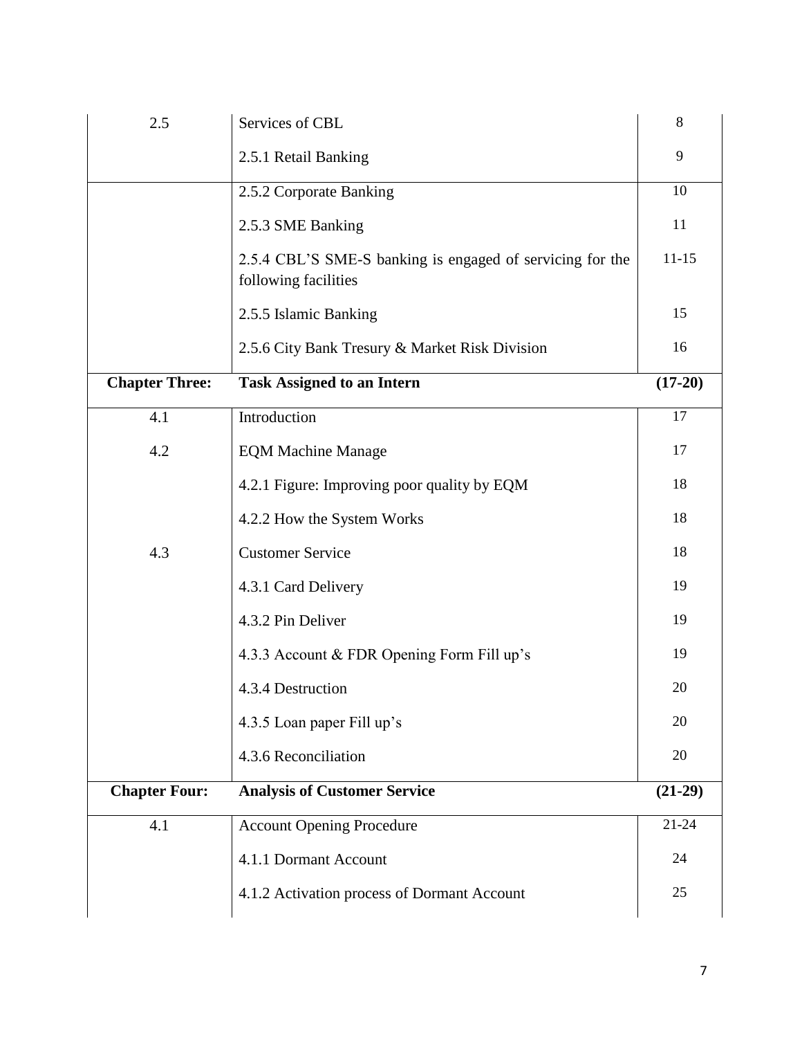| | | |
|---|---|---|
| 2.5 | Services of CBL | 8 |
| | 2.5.1 Retail Banking | 9 |
| | 2.5.2 Corporate Banking | 10 |
| | 2.5.3 SME Banking | 11 |
| | 2.5.4 CBL'S SME-S banking is engaged of servicing for the following facilities | 11-15 |
| | 2.5.5 Islamic Banking | 15 |
| | 2.5.6 City Bank Tresury & Market Risk Division | 16 |
| **Chapter Three:** | **Task Assigned to an Intern** | **(17-20)** |
| 4.1 | Introduction | 17 |
| 4.2 | EQM Machine Manage | 17 |
| | 4.2.1 Figure: Improving poor quality by EQM | 18 |
| | 4.2.2 How the System Works | 18 |
| 4.3 | Customer Service | 18 |
| | 4.3.1 Card Delivery | 19 |
| | 4.3.2 Pin Deliver | 19 |
| | 4.3.3 Account & FDR Opening Form Fill up's | 19 |
| | 4.3.4 Destruction | 20 |
| | 4.3.5 Loan paper Fill up's | 20 |
| | 4.3.6 Reconciliation | 20 |
| **Chapter Four:** | **Analysis of Customer Service** | **(21-29)** |
| 4.1 | Account Opening Procedure | 21-24 |
| | 4.1.1 Dormant Account | 24 |
| | 4.1.2 Activation process of Dormant Account | 25 |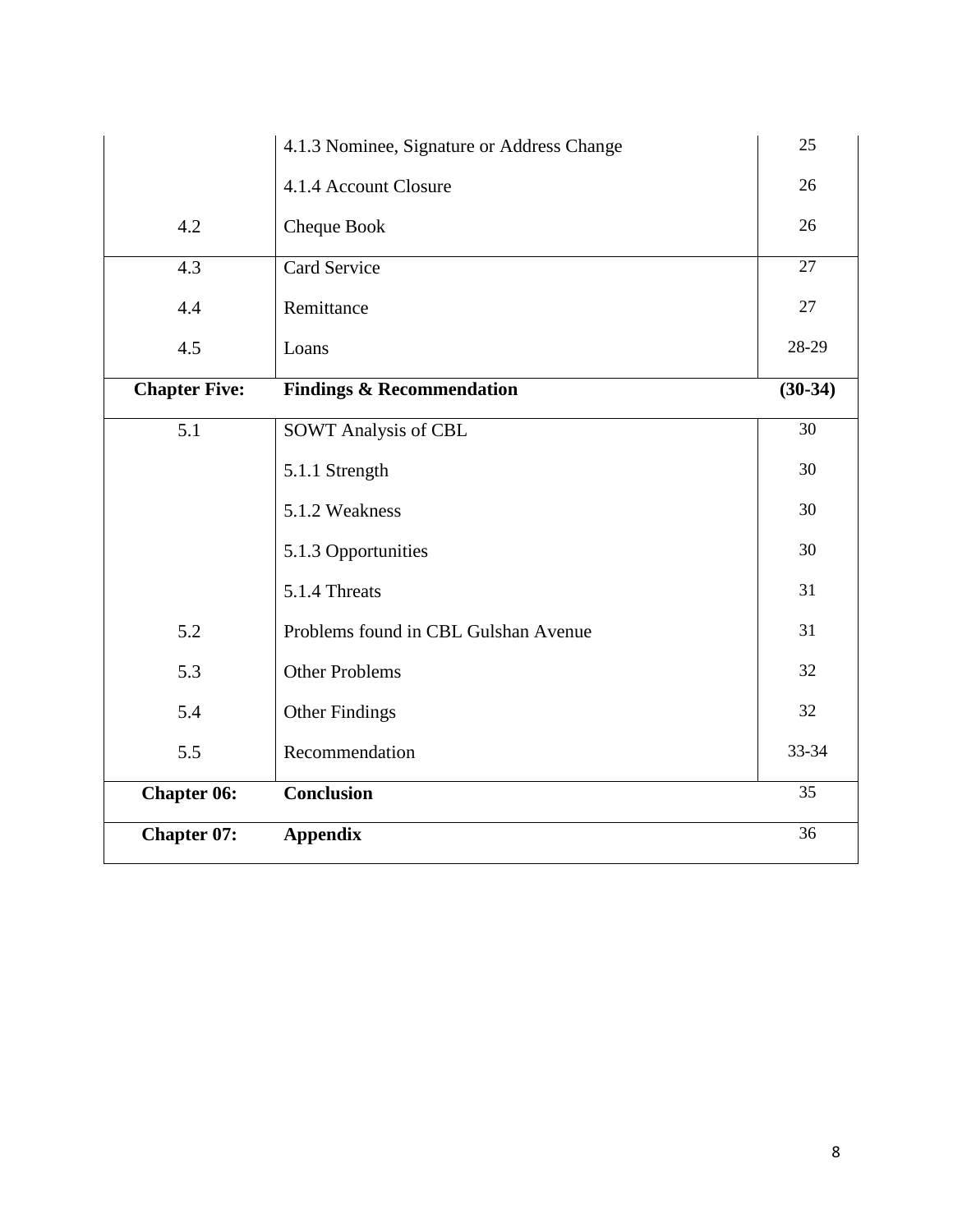| | | |
|---|---|---|
| | 4.1.3 Nominee, Signature or Address Change | 25 |
| | 4.1.4 Account Closure | 26 |
| 4.2 | Cheque Book | 26 |
| 4.3 | Card Service | 27 |
| 4.4 | Remittance | 27 |
| 4.5 | Loans | 28-29 |
| **Chapter Five:** | **Findings & Recommendation** | **(30-34)** |
| 5.1 | SOWT Analysis of CBL | 30 |
| | 5.1.1 Strength | 30 |
| | 5.1.2 Weakness | 30 |
| | 5.1.3 Opportunities | 30 |
| | 5.1.4 Threats | 31 |
| 5.2 | Problems found in CBL Gulshan Avenue | 31 |
| 5.3 | Other Problems | 32 |
| 5.4 | Other Findings | 32 |
| 5.5 | Recommendation | 33-34 |
| **Chapter 06:** | **Conclusion** | 35 |
| **Chapter 07:** | **Appendix** | 36 |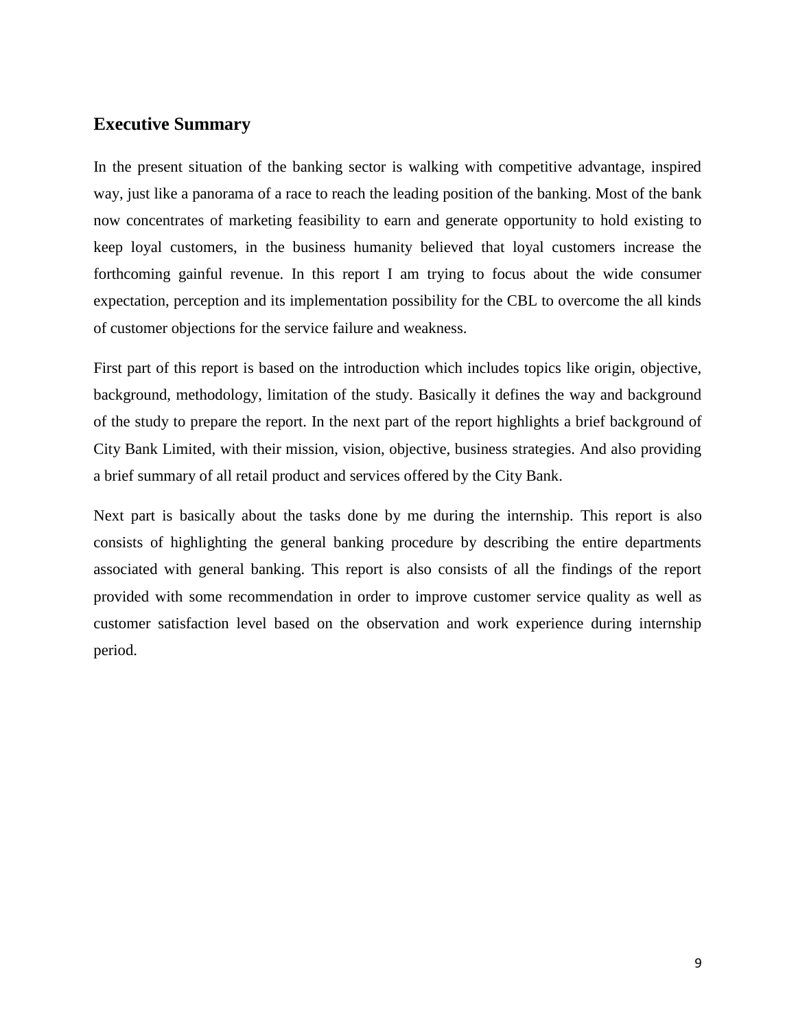## Executive Summary

In the present situation of the banking sector is walking with competitive advantage, inspired way, just like a panorama of a race to reach the leading position of the banking. Most of the bank now concentrates of marketing feasibility to earn and generate opportunity to hold existing to keep loyal customers, in the business humanity believed that loyal customers increase the forthcoming gainful revenue. In this report I am trying to focus about the wide consumer expectation, perception and its implementation possibility for the CBL to overcome the all kinds of customer objections for the service failure and weakness.

First part of this report is based on the introduction which includes topics like origin, objective, background, methodology, limitation of the study. Basically it defines the way and background of the study to prepare the report. In the next part of the report highlights a brief background of City Bank Limited, with their mission, vision, objective, business strategies. And also providing a brief summary of all retail product and services offered by the City Bank.

Next part is basically about the tasks done by me during the internship. This report is also consists of highlighting the general banking procedure by describing the entire departments associated with general banking. This report is also consists of all the findings of the report provided with some recommendation in order to improve customer service quality as well as customer satisfaction level based on the observation and work experience during internship period.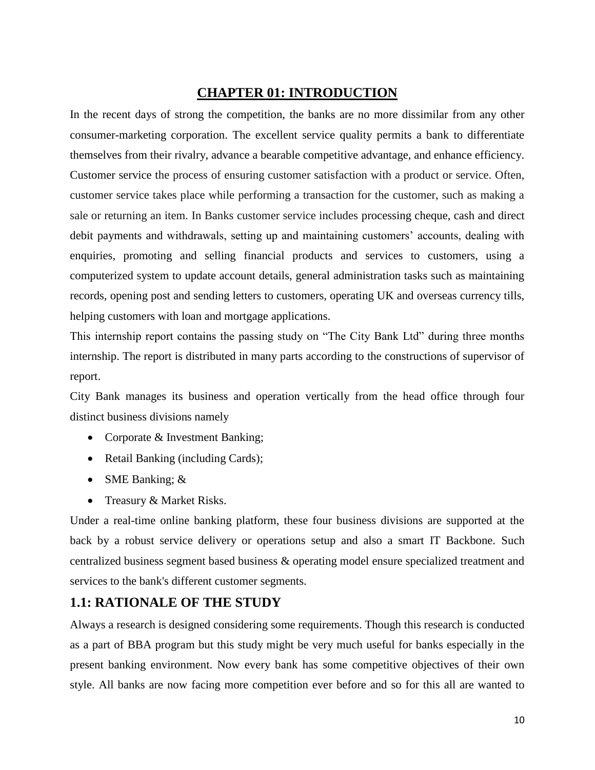# CHAPTER 01: INTRODUCTION

In the recent days of strong the competition, the banks are no more dissimilar from any other consumer-marketing corporation. The excellent service quality permits a bank to differentiate themselves from their rivalry, advance a bearable competitive advantage, and enhance efficiency. Customer service the process of ensuring customer satisfaction with a product or service. Often, customer service takes place while performing a transaction for the customer, such as making a sale or returning an item. In Banks customer service includes processing cheque, cash and direct debit payments and withdrawals, setting up and maintaining customers' accounts, dealing with enquiries, promoting and selling financial products and services to customers, using a computerized system to update account details, general administration tasks such as maintaining records, opening post and sending letters to customers, operating UK and overseas currency tills, helping customers with loan and mortgage applications.

This internship report contains the passing study on "The City Bank Ltd" during three months internship. The report is distributed in many parts according to the constructions of supervisor of report.

City Bank manages its business and operation vertically from the head office through four distinct business divisions namely

- Corporate & Investment Banking;
- Retail Banking (including Cards);
- SME Banking; &
- Treasury & Market Risks.

Under a real-time online banking platform, these four business divisions are supported at the back by a robust service delivery or operations setup and also a smart IT Backbone. Such centralized business segment based business & operating model ensure specialized treatment and services to the bank's different customer segments.

## 1.1: RATIONALE OF THE STUDY

Always a research is designed considering some requirements. Though this research is conducted as a part of BBA program but this study might be very much useful for banks especially in the present banking environment. Now every bank has some competitive objectives of their own style. All banks are now facing more competition ever before and so for this all are wanted to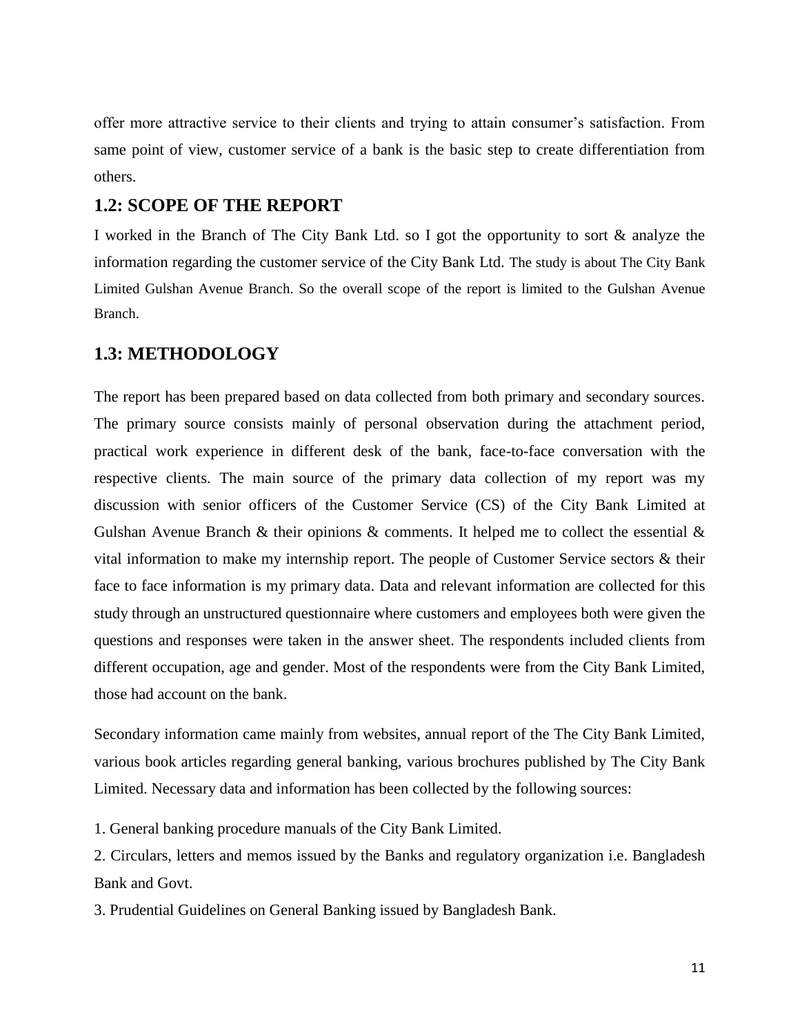offer more attractive service to their clients and trying to attain consumer's satisfaction. From same point of view, customer service of a bank is the basic step to create differentiation from others.

## 1.2: SCOPE OF THE REPORT

I worked in the Branch of The City Bank Ltd. so I got the opportunity to sort & analyze the information regarding the customer service of the City Bank Ltd. The study is about The City Bank Limited Gulshan Avenue Branch. So the overall scope of the report is limited to the Gulshan Avenue Branch.

## 1.3: METHODOLOGY

The report has been prepared based on data collected from both primary and secondary sources. The primary source consists mainly of personal observation during the attachment period, practical work experience in different desk of the bank, face-to-face conversation with the respective clients. The main source of the primary data collection of my report was my discussion with senior officers of the Customer Service (CS) of the City Bank Limited at Gulshan Avenue Branch & their opinions & comments. It helped me to collect the essential & vital information to make my internship report. The people of Customer Service sectors & their face to face information is my primary data. Data and relevant information are collected for this study through an unstructured questionnaire where customers and employees both were given the questions and responses were taken in the answer sheet. The respondents included clients from different occupation, age and gender. Most of the respondents were from the City Bank Limited, those had account on the bank.

Secondary information came mainly from websites, annual report of the The City Bank Limited, various book articles regarding general banking, various brochures published by The City Bank Limited. Necessary data and information has been collected by the following sources:

1. General banking procedure manuals of the City Bank Limited.
2. Circulars, letters and memos issued by the Banks and regulatory organization i.e. Bangladesh Bank and Govt.
3. Prudential Guidelines on General Banking issued by Bangladesh Bank.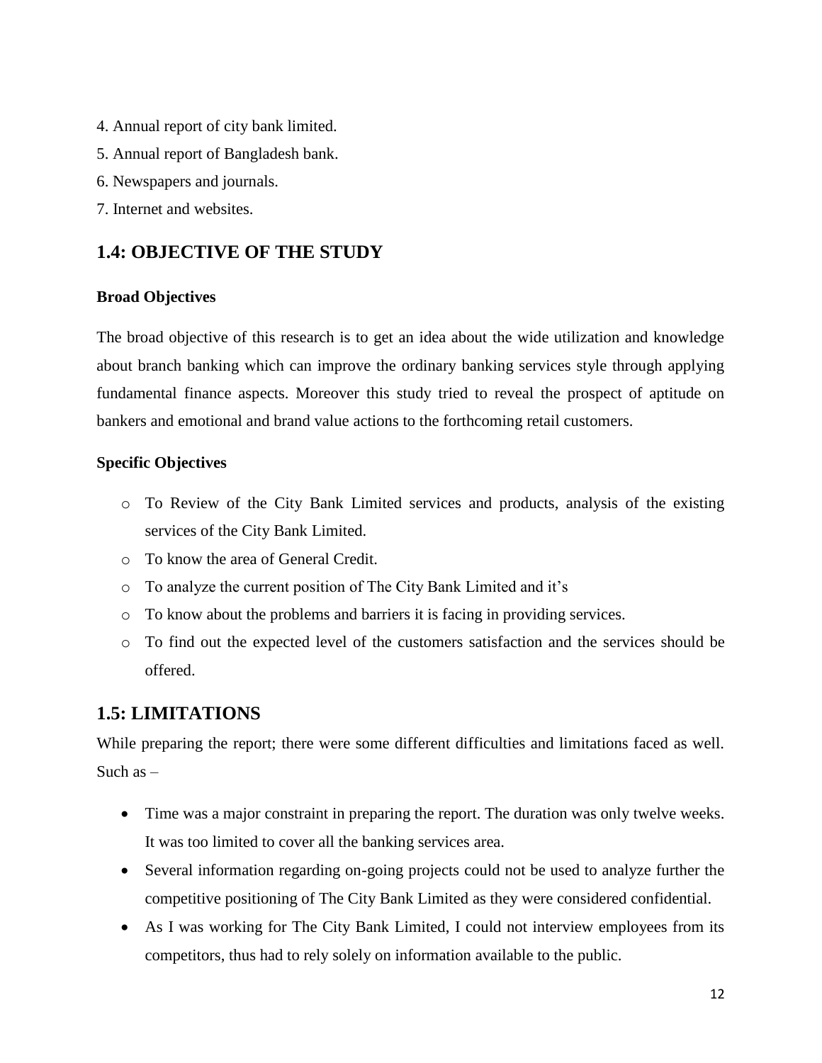4. Annual report of city bank limited.
5. Annual report of Bangladesh bank.
6. Newspapers and journals.
7. Internet and websites.

## 1.4: OBJECTIVE OF THE STUDY

**Broad Objectives**

The broad objective of this research is to get an idea about the wide utilization and knowledge about branch banking which can improve the ordinary banking services style through applying fundamental finance aspects. Moreover this study tried to reveal the prospect of aptitude on bankers and emotional and brand value actions to the forthcoming retail customers.

**Specific Objectives**

- To Review of the City Bank Limited services and products, analysis of the existing services of the City Bank Limited.
- To know the area of General Credit.
- To analyze the current position of The City Bank Limited and it's
- To know about the problems and barriers it is facing in providing services.
- To find out the expected level of the customers satisfaction and the services should be offered.

## 1.5: LIMITATIONS

While preparing the report; there were some different difficulties and limitations faced as well. Such as –

- Time was a major constraint in preparing the report. The duration was only twelve weeks. It was too limited to cover all the banking services area.
- Several information regarding on-going projects could not be used to analyze further the competitive positioning of The City Bank Limited as they were considered confidential.
- As I was working for The City Bank Limited, I could not interview employees from its competitors, thus had to rely solely on information available to the public.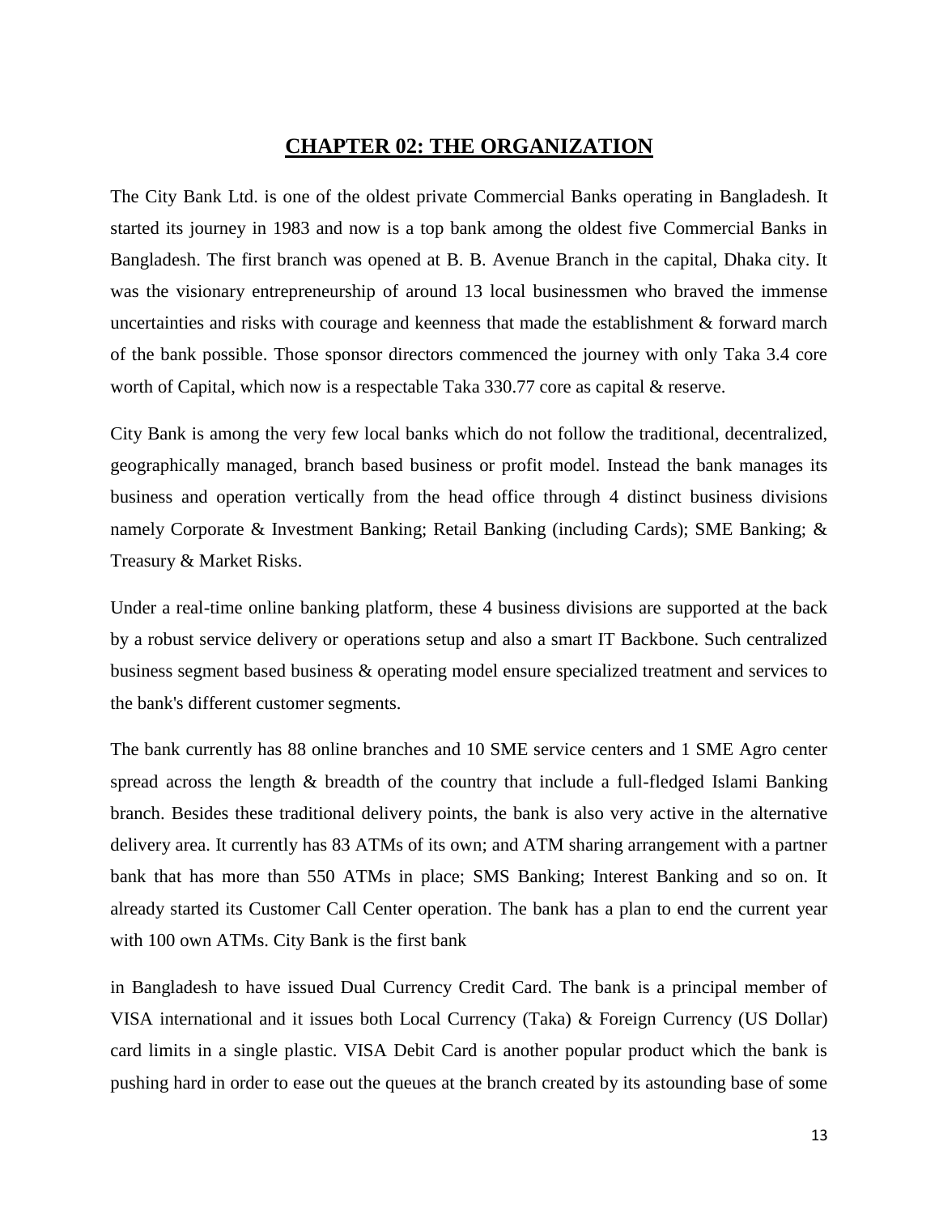# CHAPTER 02: THE ORGANIZATION

The City Bank Ltd. is one of the oldest private Commercial Banks operating in Bangladesh. It started its journey in 1983 and now is a top bank among the oldest five Commercial Banks in Bangladesh. The first branch was opened at B. B. Avenue Branch in the capital, Dhaka city. It was the visionary entrepreneurship of around 13 local businessmen who braved the immense uncertainties and risks with courage and keenness that made the establishment & forward march of the bank possible. Those sponsor directors commenced the journey with only Taka 3.4 core worth of Capital, which now is a respectable Taka 330.77 core as capital & reserve.

City Bank is among the very few local banks which do not follow the traditional, decentralized, geographically managed, branch based business or profit model. Instead the bank manages its business and operation vertically from the head office through 4 distinct business divisions namely Corporate & Investment Banking; Retail Banking (including Cards); SME Banking; & Treasury & Market Risks.

Under a real-time online banking platform, these 4 business divisions are supported at the back by a robust service delivery or operations setup and also a smart IT Backbone. Such centralized business segment based business & operating model ensure specialized treatment and services to the bank's different customer segments.

The bank currently has 88 online branches and 10 SME service centers and 1 SME Agro center spread across the length & breadth of the country that include a full-fledged Islami Banking branch. Besides these traditional delivery points, the bank is also very active in the alternative delivery area. It currently has 83 ATMs of its own; and ATM sharing arrangement with a partner bank that has more than 550 ATMs in place; SMS Banking; Interest Banking and so on. It already started its Customer Call Center operation. The bank has a plan to end the current year with 100 own ATMs. City Bank is the first bank

in Bangladesh to have issued Dual Currency Credit Card. The bank is a principal member of VISA international and it issues both Local Currency (Taka) & Foreign Currency (US Dollar) card limits in a single plastic. VISA Debit Card is another popular product which the bank is pushing hard in order to ease out the queues at the branch created by its astounding base of some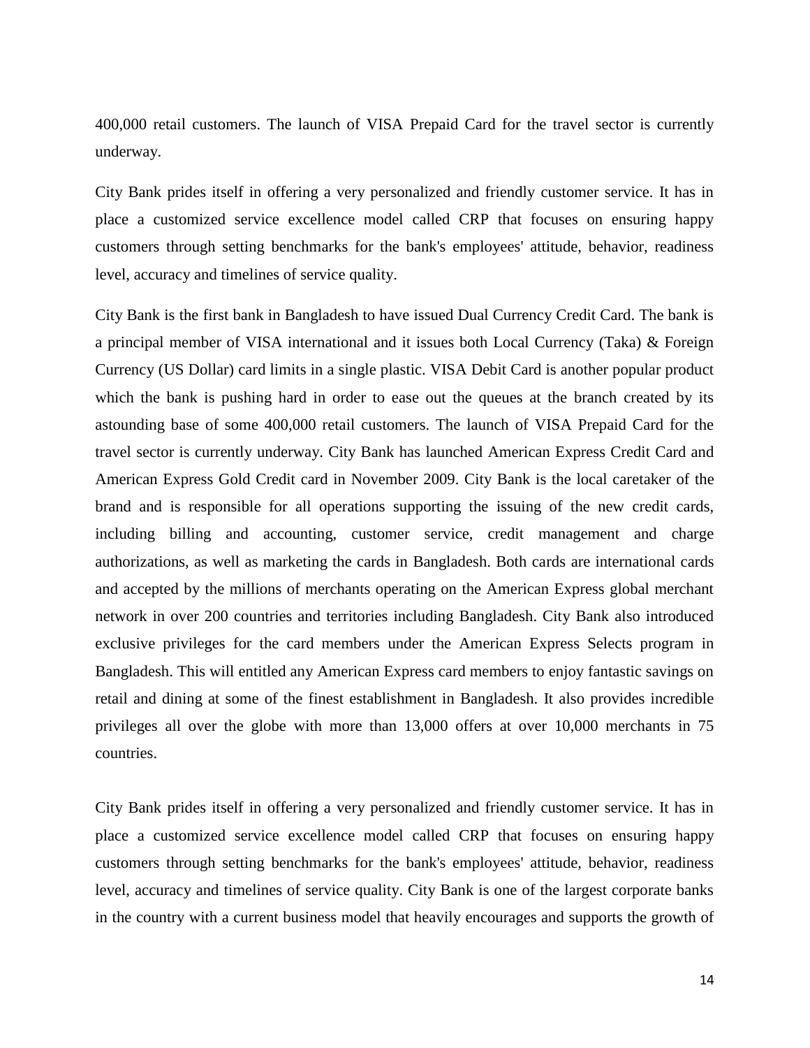400,000 retail customers. The launch of VISA Prepaid Card for the travel sector is currently underway.

City Bank prides itself in offering a very personalized and friendly customer service. It has in place a customized service excellence model called CRP that focuses on ensuring happy customers through setting benchmarks for the bank's employees' attitude, behavior, readiness level, accuracy and timelines of service quality.

City Bank is the first bank in Bangladesh to have issued Dual Currency Credit Card. The bank is a principal member of VISA international and it issues both Local Currency (Taka) & Foreign Currency (US Dollar) card limits in a single plastic. VISA Debit Card is another popular product which the bank is pushing hard in order to ease out the queues at the branch created by its astounding base of some 400,000 retail customers. The launch of VISA Prepaid Card for the travel sector is currently underway. City Bank has launched American Express Credit Card and American Express Gold Credit card in November 2009. City Bank is the local caretaker of the brand and is responsible for all operations supporting the issuing of the new credit cards, including billing and accounting, customer service, credit management and charge authorizations, as well as marketing the cards in Bangladesh. Both cards are international cards and accepted by the millions of merchants operating on the American Express global merchant network in over 200 countries and territories including Bangladesh. City Bank also introduced exclusive privileges for the card members under the American Express Selects program in Bangladesh. This will entitled any American Express card members to enjoy fantastic savings on retail and dining at some of the finest establishment in Bangladesh. It also provides incredible privileges all over the globe with more than 13,000 offers at over 10,000 merchants in 75 countries.

City Bank prides itself in offering a very personalized and friendly customer service. It has in place a customized service excellence model called CRP that focuses on ensuring happy customers through setting benchmarks for the bank's employees' attitude, behavior, readiness level, accuracy and timelines of service quality. City Bank is one of the largest corporate banks in the country with a current business model that heavily encourages and supports the growth of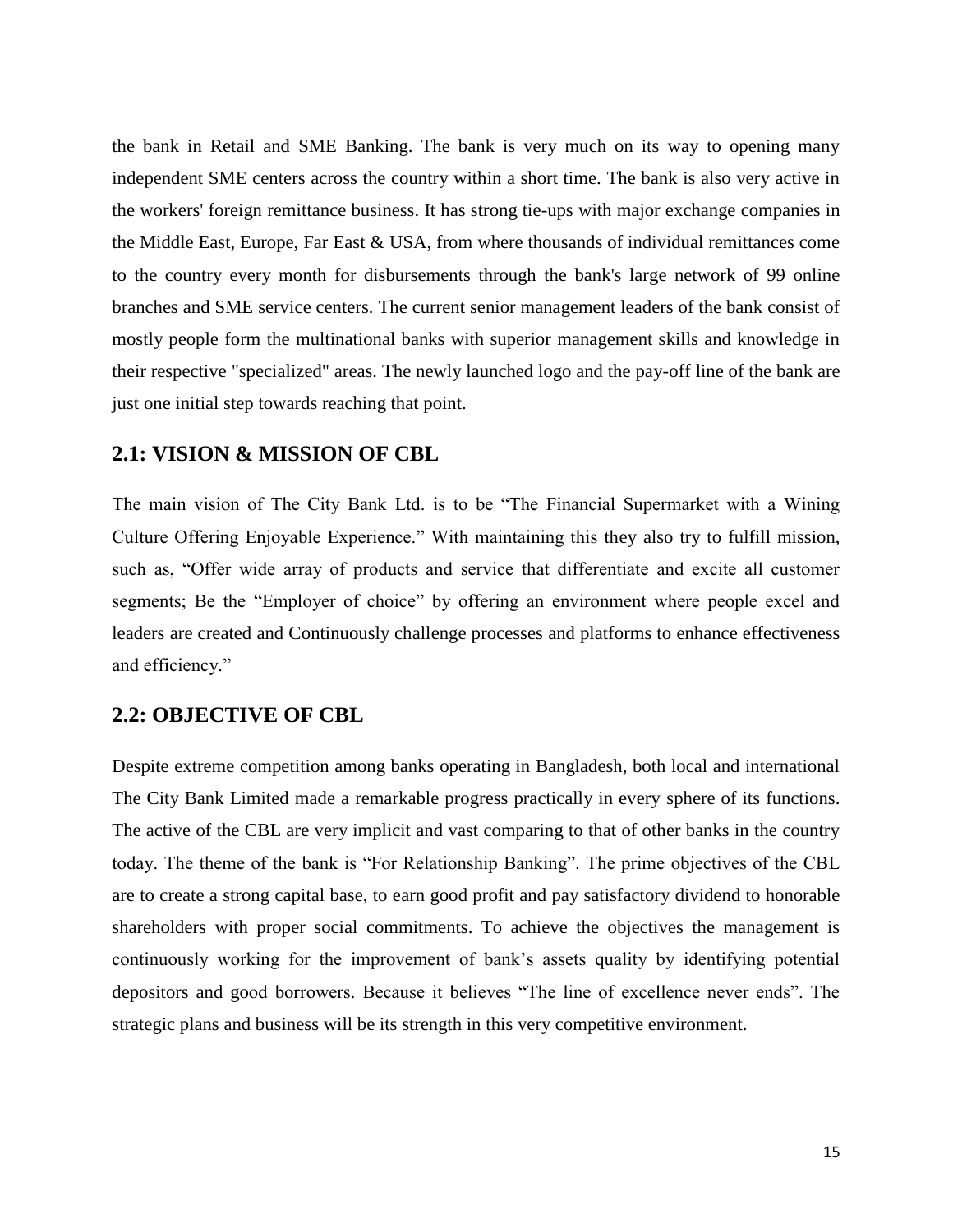the bank in Retail and SME Banking. The bank is very much on its way to opening many independent SME centers across the country within a short time. The bank is also very active in the workers' foreign remittance business. It has strong tie-ups with major exchange companies in the Middle East, Europe, Far East & USA, from where thousands of individual remittances come to the country every month for disbursements through the bank's large network of 99 online branches and SME service centers. The current senior management leaders of the bank consist of mostly people form the multinational banks with superior management skills and knowledge in their respective "specialized" areas. The newly launched logo and the pay-off line of the bank are just one initial step towards reaching that point.

## 2.1: VISION & MISSION OF CBL

The main vision of The City Bank Ltd. is to be "The Financial Supermarket with a Wining Culture Offering Enjoyable Experience." With maintaining this they also try to fulfill mission, such as, "Offer wide array of products and service that differentiate and excite all customer segments; Be the "Employer of choice" by offering an environment where people excel and leaders are created and Continuously challenge processes and platforms to enhance effectiveness and efficiency."

## 2.2: OBJECTIVE OF CBL

Despite extreme competition among banks operating in Bangladesh, both local and international The City Bank Limited made a remarkable progress practically in every sphere of its functions. The active of the CBL are very implicit and vast comparing to that of other banks in the country today. The theme of the bank is "For Relationship Banking". The prime objectives of the CBL are to create a strong capital base, to earn good profit and pay satisfactory dividend to honorable shareholders with proper social commitments. To achieve the objectives the management is continuously working for the improvement of bank's assets quality by identifying potential depositors and good borrowers. Because it believes "The line of excellence never ends". The strategic plans and business will be its strength in this very competitive environment.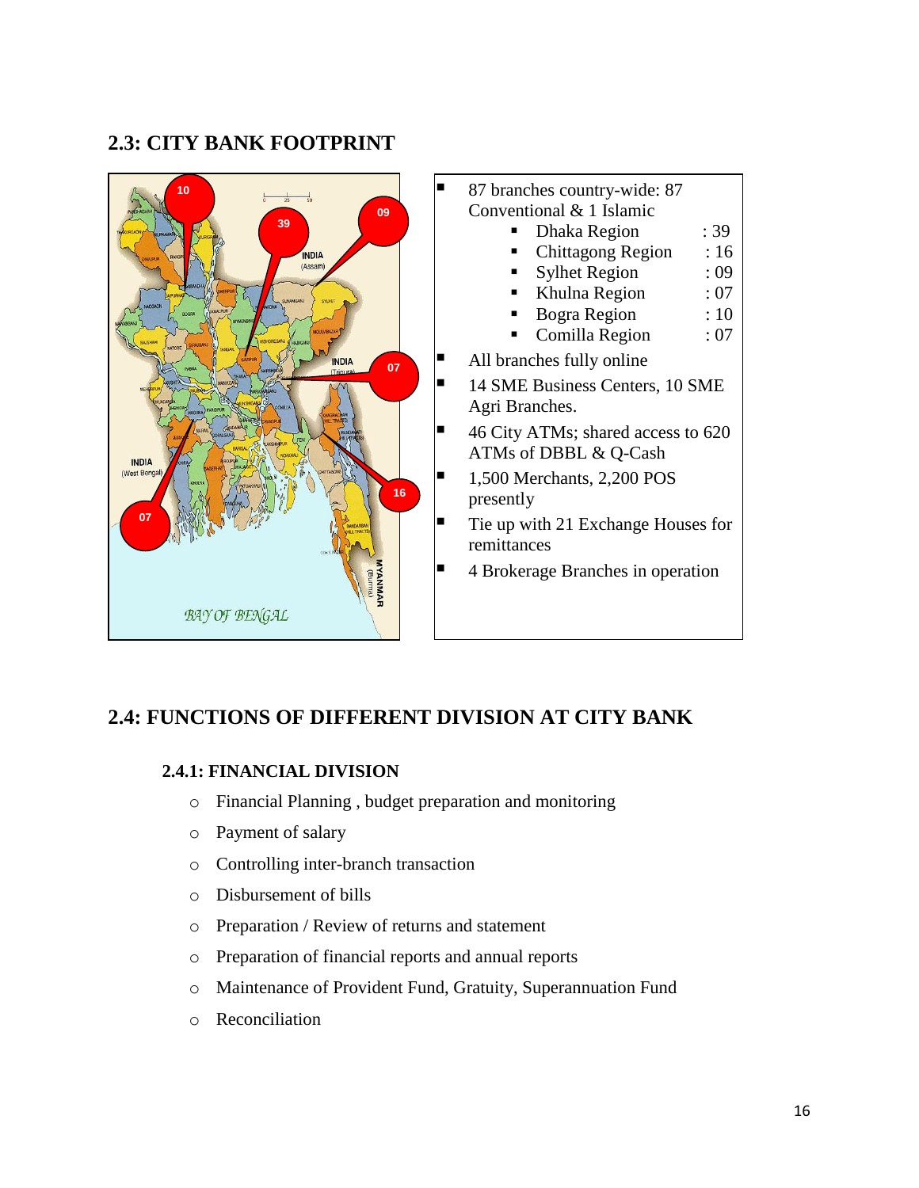## 2.3: CITY BANK FOOTPRINT

- 87 branches country-wide: 87 Conventional & 1 Islamic
  - Dhaka Region : 39
  - Chittagong Region : 16
  - Sylhet Region : 09
  - Khulna Region : 07
  - Bogra Region : 10
  - Comilla Region : 07
- All branches fully online
- 14 SME Business Centers, 10 SME Agri Branches.
- 46 City ATMs; shared access to 620 ATMs of DBBL & Q-Cash
- 1,500 Merchants, 2,200 POS presently
- Tie up with 21 Exchange Houses for remittances
- 4 Brokerage Branches in operation

## 2.4: FUNCTIONS OF DIFFERENT DIVISION AT CITY BANK

### 2.4.1: FINANCIAL DIVISION

- Financial Planning , budget preparation and monitoring
- Payment of salary
- Controlling inter-branch transaction
- Disbursement of bills
- Preparation / Review of returns and statement
- Preparation of financial reports and annual reports
- Maintenance of Provident Fund, Gratuity, Superannuation Fund
- Reconciliation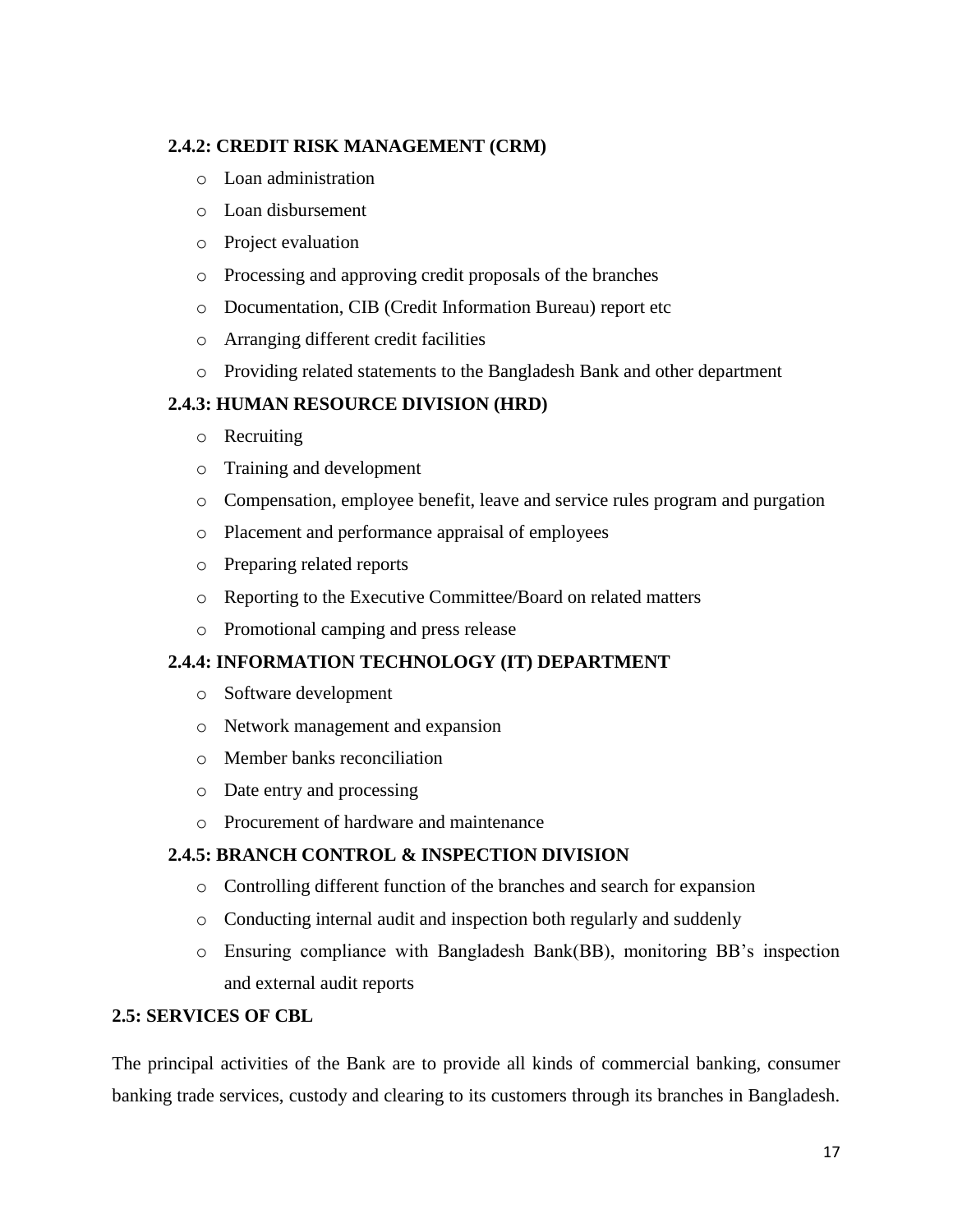### 2.4.2: CREDIT RISK MANAGEMENT (CRM)

- Loan administration
- Loan disbursement
- Project evaluation
- Processing and approving credit proposals of the branches
- Documentation, CIB (Credit Information Bureau) report etc
- Arranging different credit facilities
- Providing related statements to the Bangladesh Bank and other department

### 2.4.3: HUMAN RESOURCE DIVISION (HRD)

- Recruiting
- Training and development
- Compensation, employee benefit, leave and service rules program and purgation
- Placement and performance appraisal of employees
- Preparing related reports
- Reporting to the Executive Committee/Board on related matters
- Promotional camping and press release

### 2.4.4: INFORMATION TECHNOLOGY (IT) DEPARTMENT

- Software development
- Network management and expansion
- Member banks reconciliation
- Date entry and processing
- Procurement of hardware and maintenance

### 2.4.5: BRANCH CONTROL & INSPECTION DIVISION

- Controlling different function of the branches and search for expansion
- Conducting internal audit and inspection both regularly and suddenly
- Ensuring compliance with Bangladesh Bank(BB), monitoring BB's inspection and external audit reports

## 2.5: SERVICES OF CBL

The principal activities of the Bank are to provide all kinds of commercial banking, consumer banking trade services, custody and clearing to its customers through its branches in Bangladesh.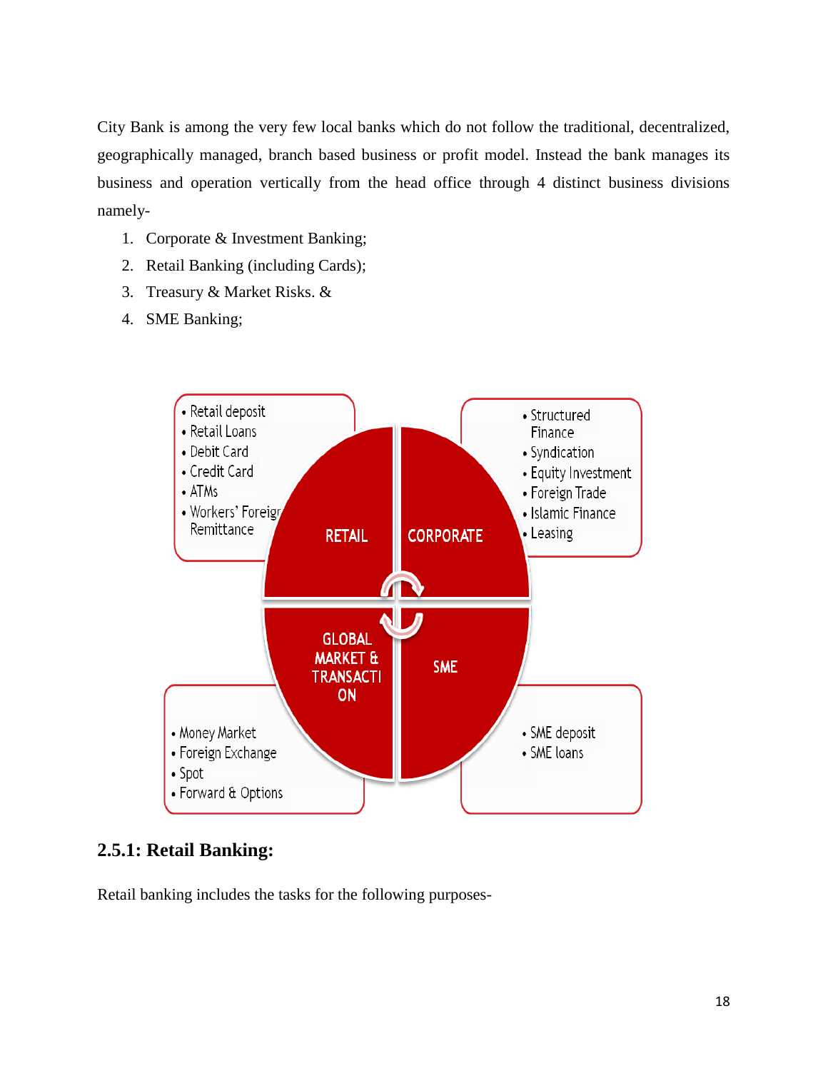City Bank is among the very few local banks which do not follow the traditional, decentralized, geographically managed, branch based business or profit model. Instead the bank manages its business and operation vertically from the head office through 4 distinct business divisions namely-

1. Corporate & Investment Banking;
2. Retail Banking (including Cards);
3. Treasury & Market Risks. &
4. SME Banking;

- RETAIL
  - Retail deposit
  - Retail Loans
  - Debit Card
  - Credit Card
  - ATMs
  - Workers' Foreign Remittance
- CORPORATE
  - Structured Finance
  - Syndication
  - Equity Investment
  - Foreign Trade
  - Islamic Finance
  - Leasing
- GLOBAL MARKET & TRANSACTION
  - Money Market
  - Foreign Exchange
  - Spot
  - Forward & Options
- SME
  - SME deposit
  - SME loans

## 2.5.1: Retail Banking:

Retail banking includes the tasks for the following purposes-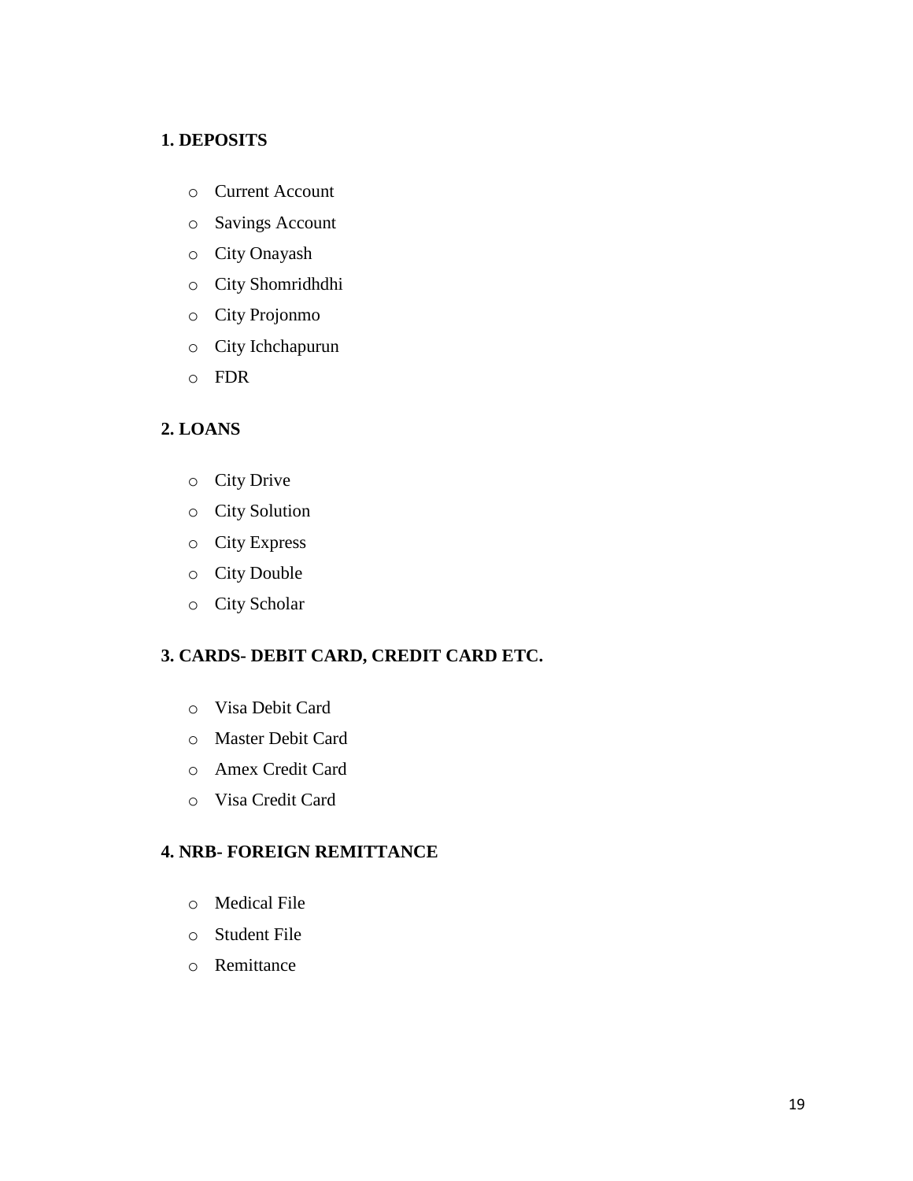**1. DEPOSITS**

- Current Account
- Savings Account
- City Onayash
- City Shomridhdhi
- City Projonmo
- City Ichchapurun
- FDR

**2. LOANS**

- City Drive
- City Solution
- City Express
- City Double
- City Scholar

**3. CARDS- DEBIT CARD, CREDIT CARD ETC.**

- Visa Debit Card
- Master Debit Card
- Amex Credit Card
- Visa Credit Card

**4. NRB- FOREIGN REMITTANCE**

- Medical File
- Student File
- Remittance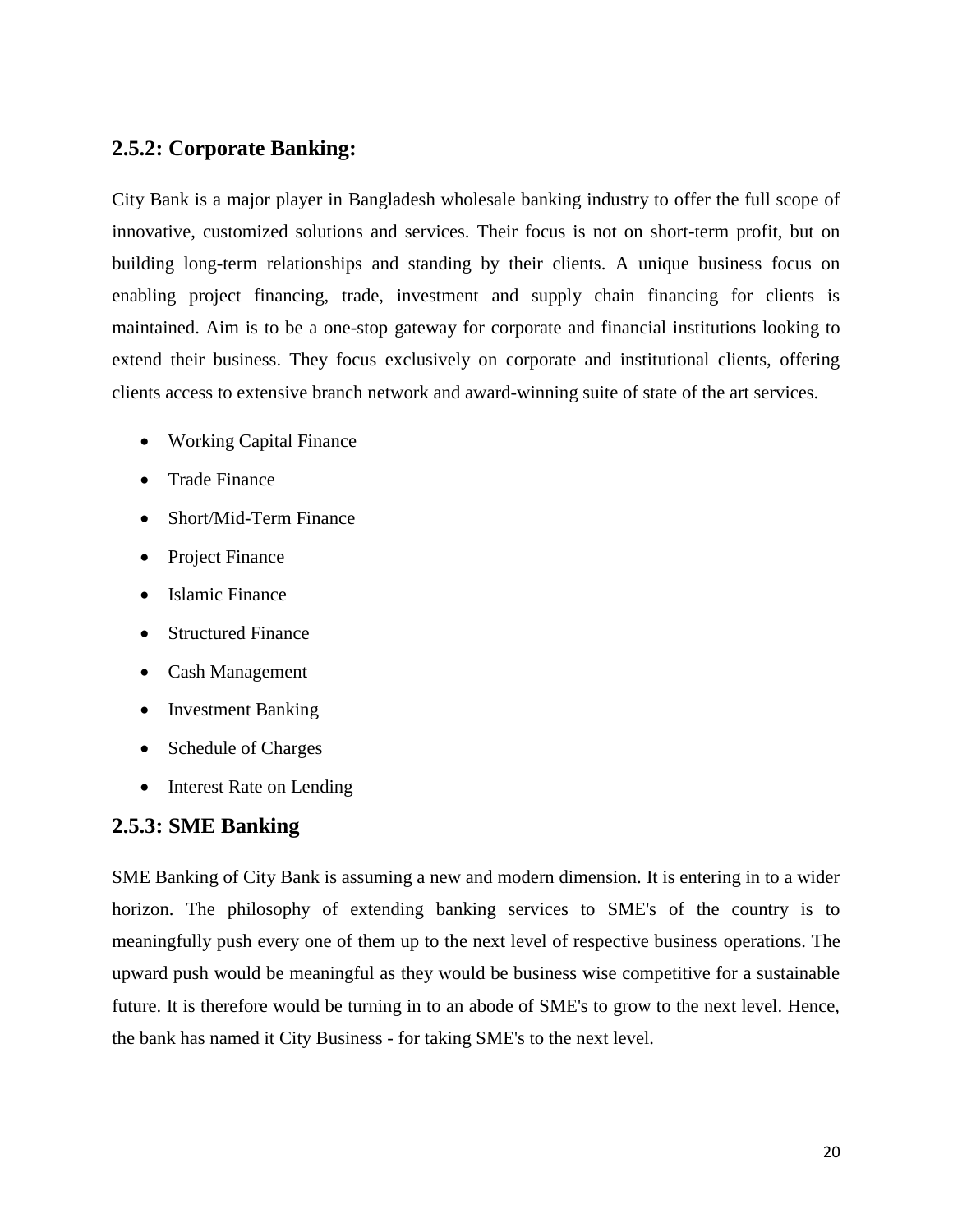### 2.5.2: Corporate Banking:

City Bank is a major player in Bangladesh wholesale banking industry to offer the full scope of innovative, customized solutions and services. Their focus is not on short-term profit, but on building long-term relationships and standing by their clients. A unique business focus on enabling project financing, trade, investment and supply chain financing for clients is maintained. Aim is to be a one-stop gateway for corporate and financial institutions looking to extend their business. They focus exclusively on corporate and institutional clients, offering clients access to extensive branch network and award-winning suite of state of the art services.

- Working Capital Finance
- Trade Finance
- Short/Mid-Term Finance
- Project Finance
- Islamic Finance
- Structured Finance
- Cash Management
- Investment Banking
- Schedule of Charges
- Interest Rate on Lending

### 2.5.3: SME Banking

SME Banking of City Bank is assuming a new and modern dimension. It is entering in to a wider horizon. The philosophy of extending banking services to SME's of the country is to meaningfully push every one of them up to the next level of respective business operations. The upward push would be meaningful as they would be business wise competitive for a sustainable future. It is therefore would be turning in to an abode of SME's to grow to the next level. Hence, the bank has named it City Business - for taking SME's to the next level.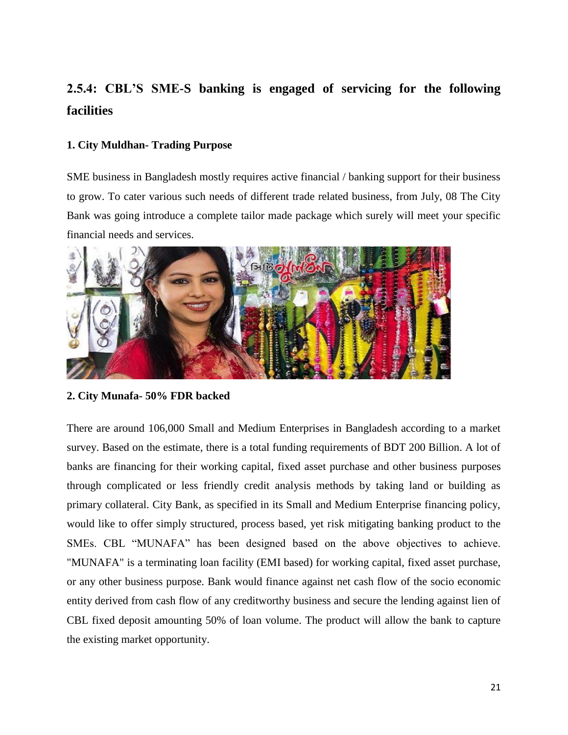## 2.5.4: CBL'S SME-S banking is engaged of servicing for the following facilities

### 1. City Muldhan- Trading Purpose

SME business in Bangladesh mostly requires active financial / banking support for their business to grow. To cater various such needs of different trade related business, from July, 08 The City Bank was going introduce a complete tailor made package which surely will meet your specific financial needs and services.

### 2. City Munafa- 50% FDR backed

There are around 106,000 Small and Medium Enterprises in Bangladesh according to a market survey. Based on the estimate, there is a total funding requirements of BDT 200 Billion. A lot of banks are financing for their working capital, fixed asset purchase and other business purposes through complicated or less friendly credit analysis methods by taking land or building as primary collateral. City Bank, as specified in its Small and Medium Enterprise financing policy, would like to offer simply structured, process based, yet risk mitigating banking product to the SMEs. CBL "MUNAFA" has been designed based on the above objectives to achieve. "MUNAFA" is a terminating loan facility (EMI based) for working capital, fixed asset purchase, or any other business purpose. Bank would finance against net cash flow of the socio economic entity derived from cash flow of any creditworthy business and secure the lending against lien of CBL fixed deposit amounting 50% of loan volume. The product will allow the bank to capture the existing market opportunity.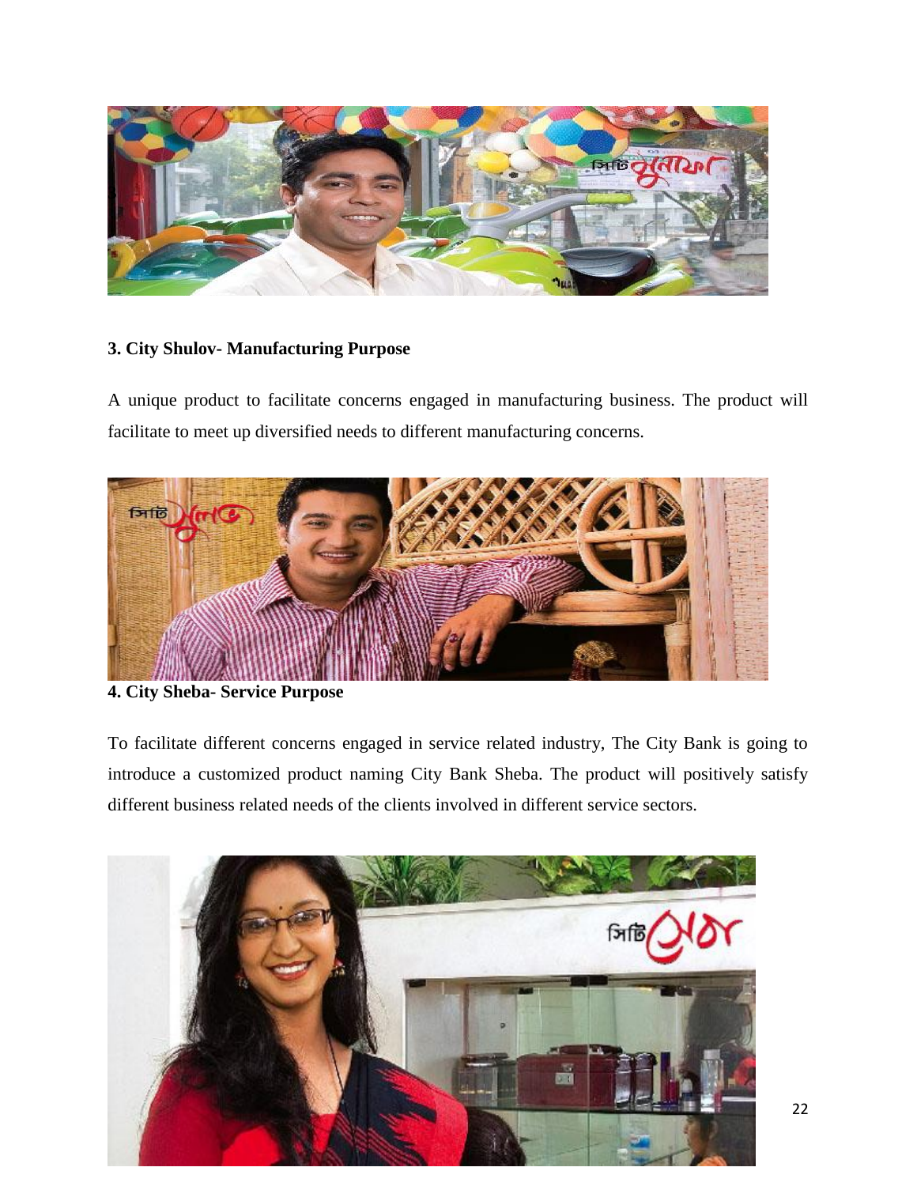**3. City Shulov- Manufacturing Purpose**

A unique product to facilitate concerns engaged in manufacturing business. The product will facilitate to meet up diversified needs to different manufacturing concerns.

**4. City Sheba- Service Purpose**

To facilitate different concerns engaged in service related industry, The City Bank is going to introduce a customized product naming City Bank Sheba. The product will positively satisfy different business related needs of the clients involved in different service sectors.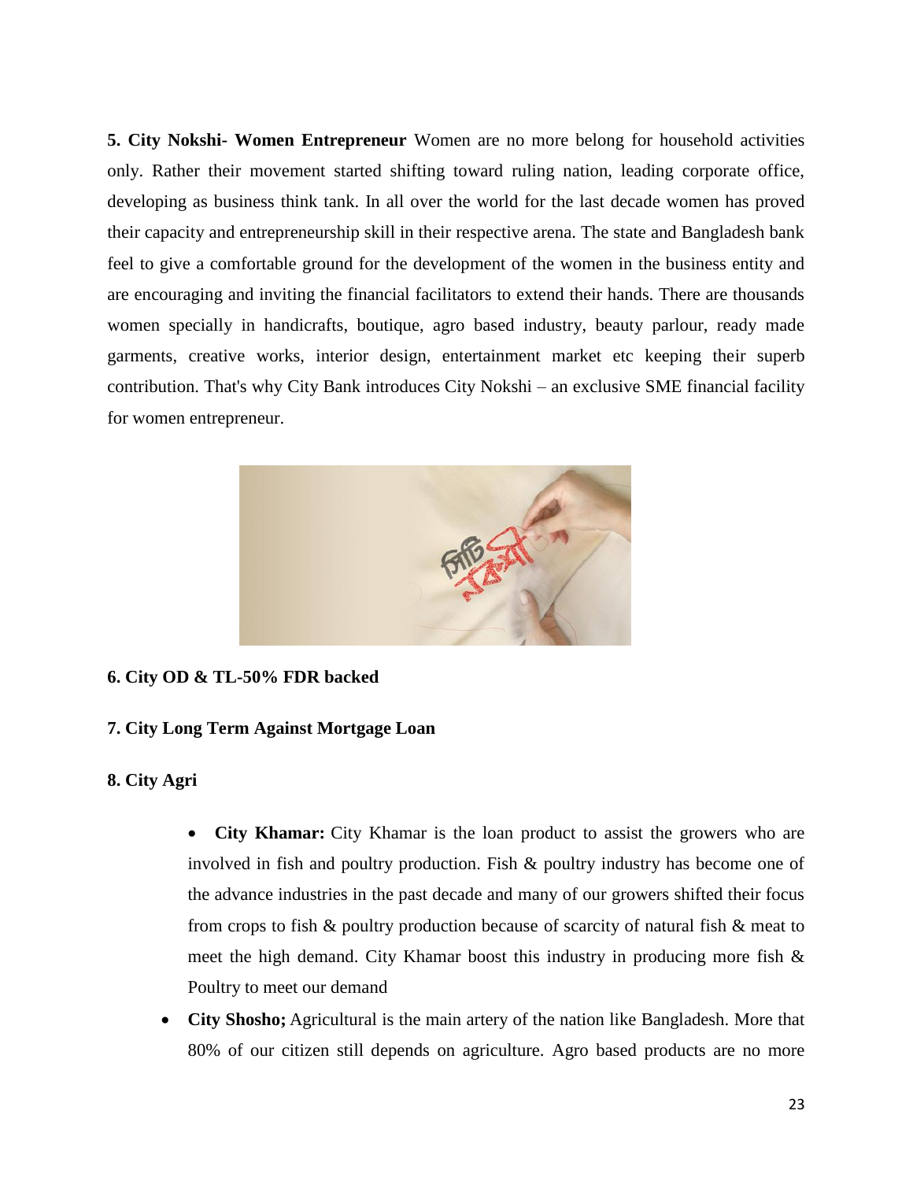**5. City Nokshi- Women Entrepreneur** Women are no more belong for household activities only. Rather their movement started shifting toward ruling nation, leading corporate office, developing as business think tank. In all over the world for the last decade women has proved their capacity and entrepreneurship skill in their respective arena. The state and Bangladesh bank feel to give a comfortable ground for the development of the women in the business entity and are encouraging and inviting the financial facilitators to extend their hands. There are thousands women specially in handicrafts, boutique, agro based industry, beauty parlour, ready made garments, creative works, interior design, entertainment market etc keeping their superb contribution. That's why City Bank introduces City Nokshi – an exclusive SME financial facility for women entrepreneur.

**6. City OD & TL-50% FDR backed**

**7. City Long Term Against Mortgage Loan**

**8. City Agri**

- **City Khamar:** City Khamar is the loan product to assist the growers who are involved in fish and poultry production. Fish & poultry industry has become one of the advance industries in the past decade and many of our growers shifted their focus from crops to fish & poultry production because of scarcity of natural fish & meat to meet the high demand. City Khamar boost this industry in producing more fish & Poultry to meet our demand
- **City Shosho;** Agricultural is the main artery of the nation like Bangladesh. More that 80% of our citizen still depends on agriculture. Agro based products are no more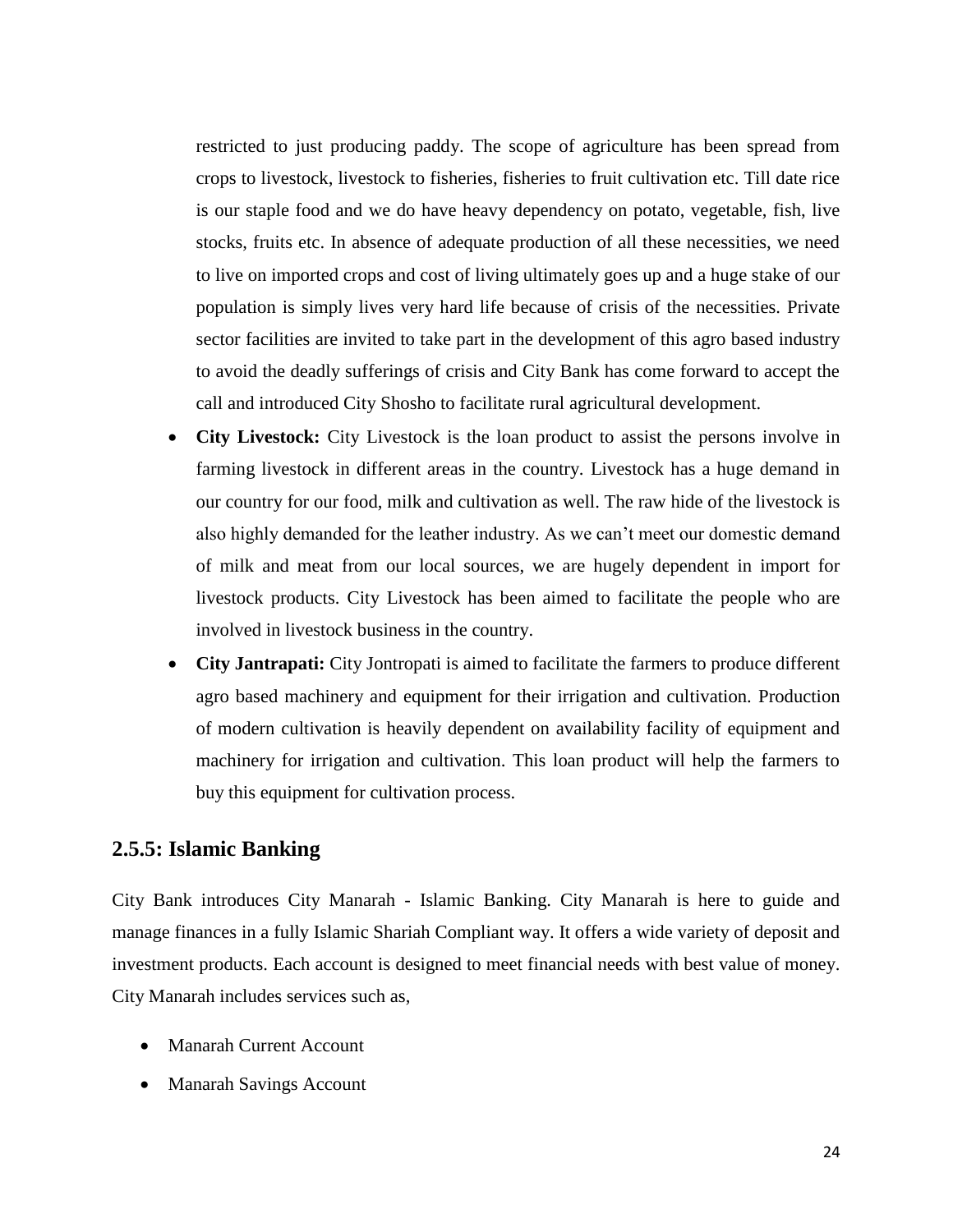restricted to just producing paddy. The scope of agriculture has been spread from crops to livestock, livestock to fisheries, fisheries to fruit cultivation etc. Till date rice is our staple food and we do have heavy dependency on potato, vegetable, fish, live stocks, fruits etc. In absence of adequate production of all these necessities, we need to live on imported crops and cost of living ultimately goes up and a huge stake of our population is simply lives very hard life because of crisis of the necessities. Private sector facilities are invited to take part in the development of this agro based industry to avoid the deadly sufferings of crisis and City Bank has come forward to accept the call and introduced City Shosho to facilitate rural agricultural development.

- **City Livestock:** City Livestock is the loan product to assist the persons involve in farming livestock in different areas in the country. Livestock has a huge demand in our country for our food, milk and cultivation as well. The raw hide of the livestock is also highly demanded for the leather industry. As we can't meet our domestic demand of milk and meat from our local sources, we are hugely dependent in import for livestock products. City Livestock has been aimed to facilitate the people who are involved in livestock business in the country.
- **City Jantrapati:** City Jontropati is aimed to facilitate the farmers to produce different agro based machinery and equipment for their irrigation and cultivation. Production of modern cultivation is heavily dependent on availability facility of equipment and machinery for irrigation and cultivation. This loan product will help the farmers to buy this equipment for cultivation process.

### 2.5.5: Islamic Banking

City Bank introduces City Manarah - Islamic Banking. City Manarah is here to guide and manage finances in a fully Islamic Shariah Compliant way. It offers a wide variety of deposit and investment products. Each account is designed to meet financial needs with best value of money. City Manarah includes services such as,

- Manarah Current Account
- Manarah Savings Account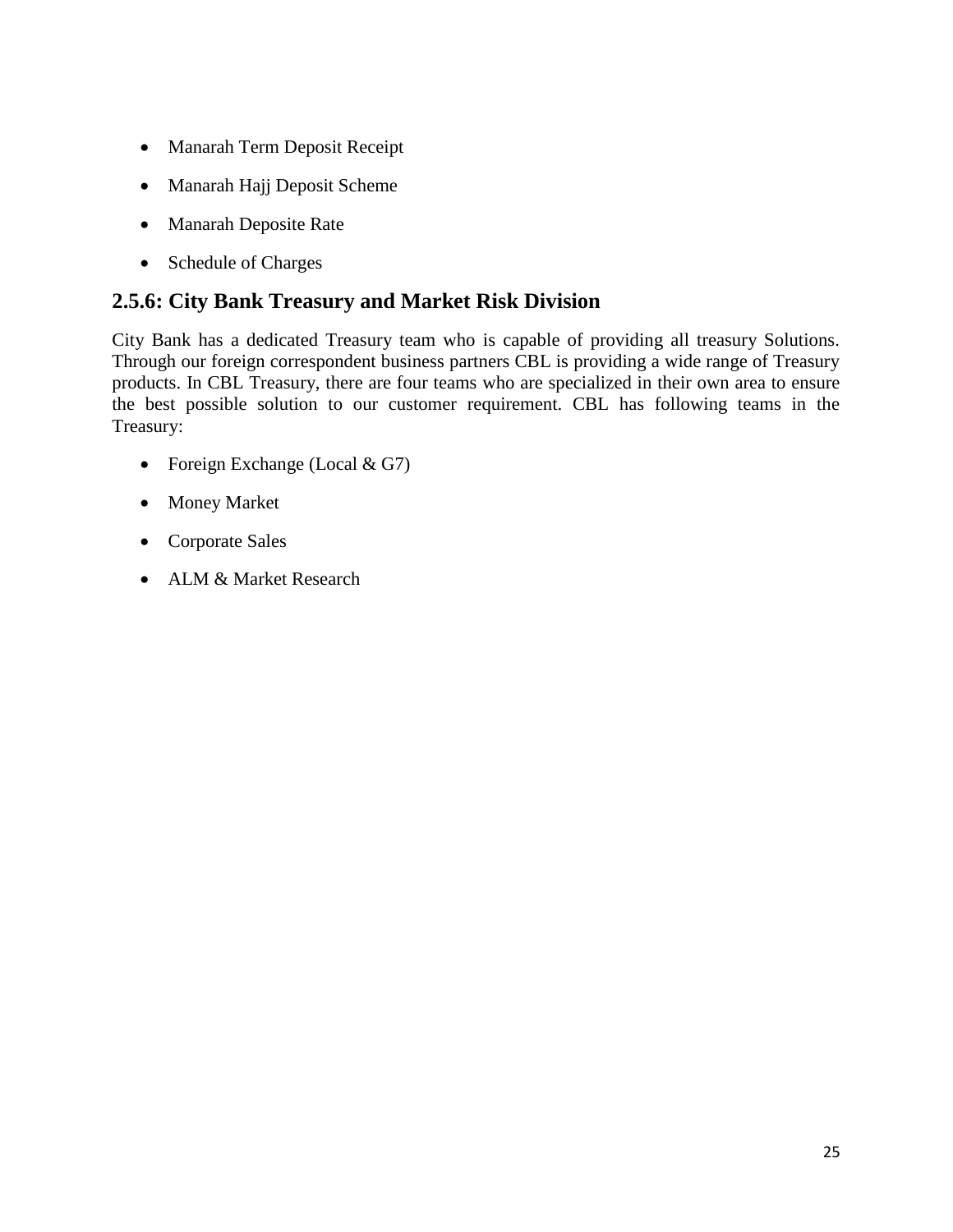- Manarah Term Deposit Receipt
- Manarah Hajj Deposit Scheme
- Manarah Deposite Rate
- Schedule of Charges

## 2.5.6: City Bank Treasury and Market Risk Division

City Bank has a dedicated Treasury team who is capable of providing all treasury Solutions. Through our foreign correspondent business partners CBL is providing a wide range of Treasury products. In CBL Treasury, there are four teams who are specialized in their own area to ensure the best possible solution to our customer requirement. CBL has following teams in the Treasury:

- Foreign Exchange (Local & G7)
- Money Market
- Corporate Sales
- ALM & Market Research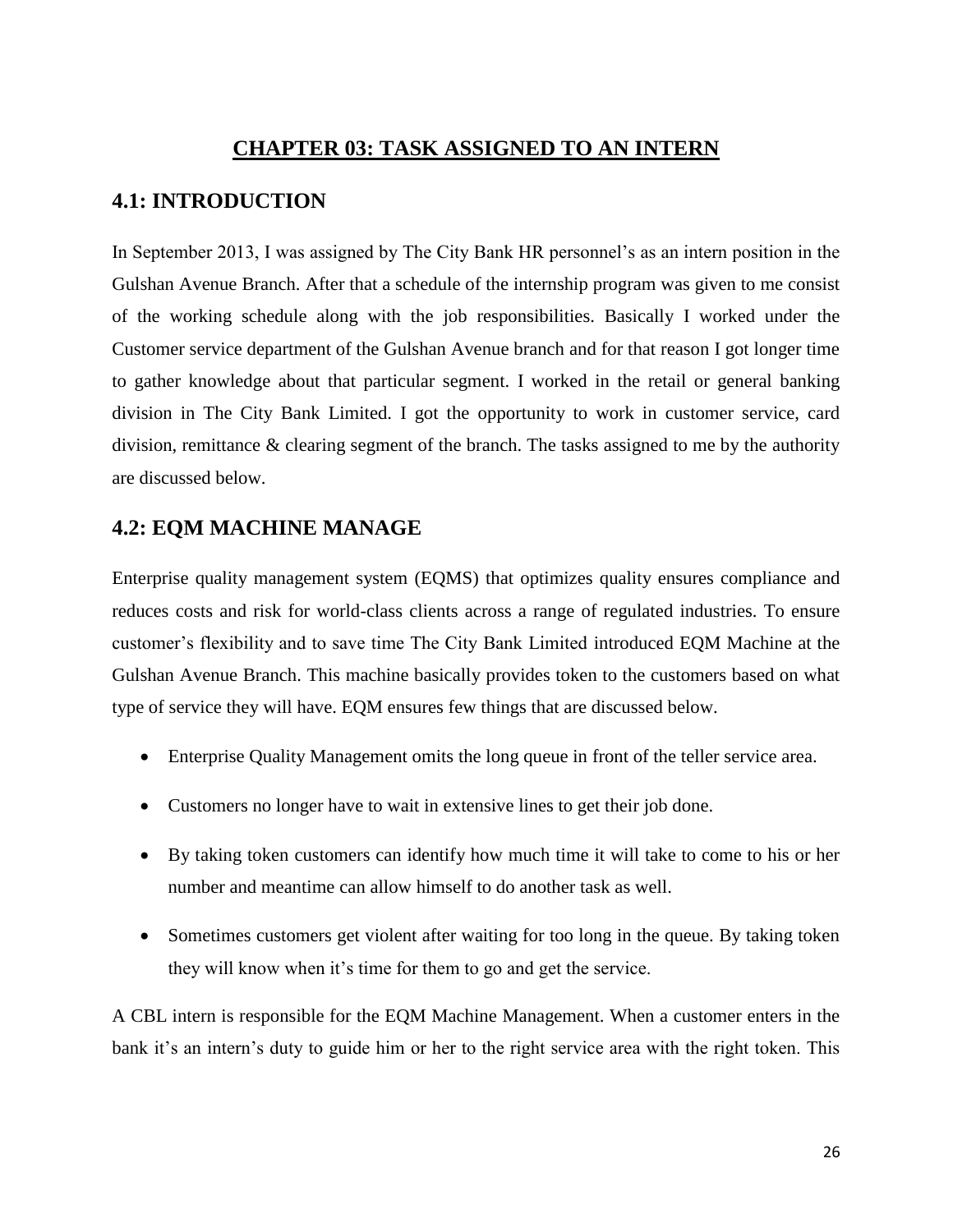# CHAPTER 03: TASK ASSIGNED TO AN INTERN

## 4.1: INTRODUCTION

In September 2013, I was assigned by The City Bank HR personnel's as an intern position in the Gulshan Avenue Branch. After that a schedule of the internship program was given to me consist of the working schedule along with the job responsibilities. Basically I worked under the Customer service department of the Gulshan Avenue branch and for that reason I got longer time to gather knowledge about that particular segment. I worked in the retail or general banking division in The City Bank Limited. I got the opportunity to work in customer service, card division, remittance & clearing segment of the branch. The tasks assigned to me by the authority are discussed below.

## 4.2: EQM MACHINE MANAGE

Enterprise quality management system (EQMS) that optimizes quality ensures compliance and reduces costs and risk for world-class clients across a range of regulated industries. To ensure customer's flexibility and to save time The City Bank Limited introduced EQM Machine at the Gulshan Avenue Branch. This machine basically provides token to the customers based on what type of service they will have. EQM ensures few things that are discussed below.

- Enterprise Quality Management omits the long queue in front of the teller service area.
- Customers no longer have to wait in extensive lines to get their job done.
- By taking token customers can identify how much time it will take to come to his or her number and meantime can allow himself to do another task as well.
- Sometimes customers get violent after waiting for too long in the queue. By taking token they will know when it's time for them to go and get the service.

A CBL intern is responsible for the EQM Machine Management. When a customer enters in the bank it's an intern's duty to guide him or her to the right service area with the right token. This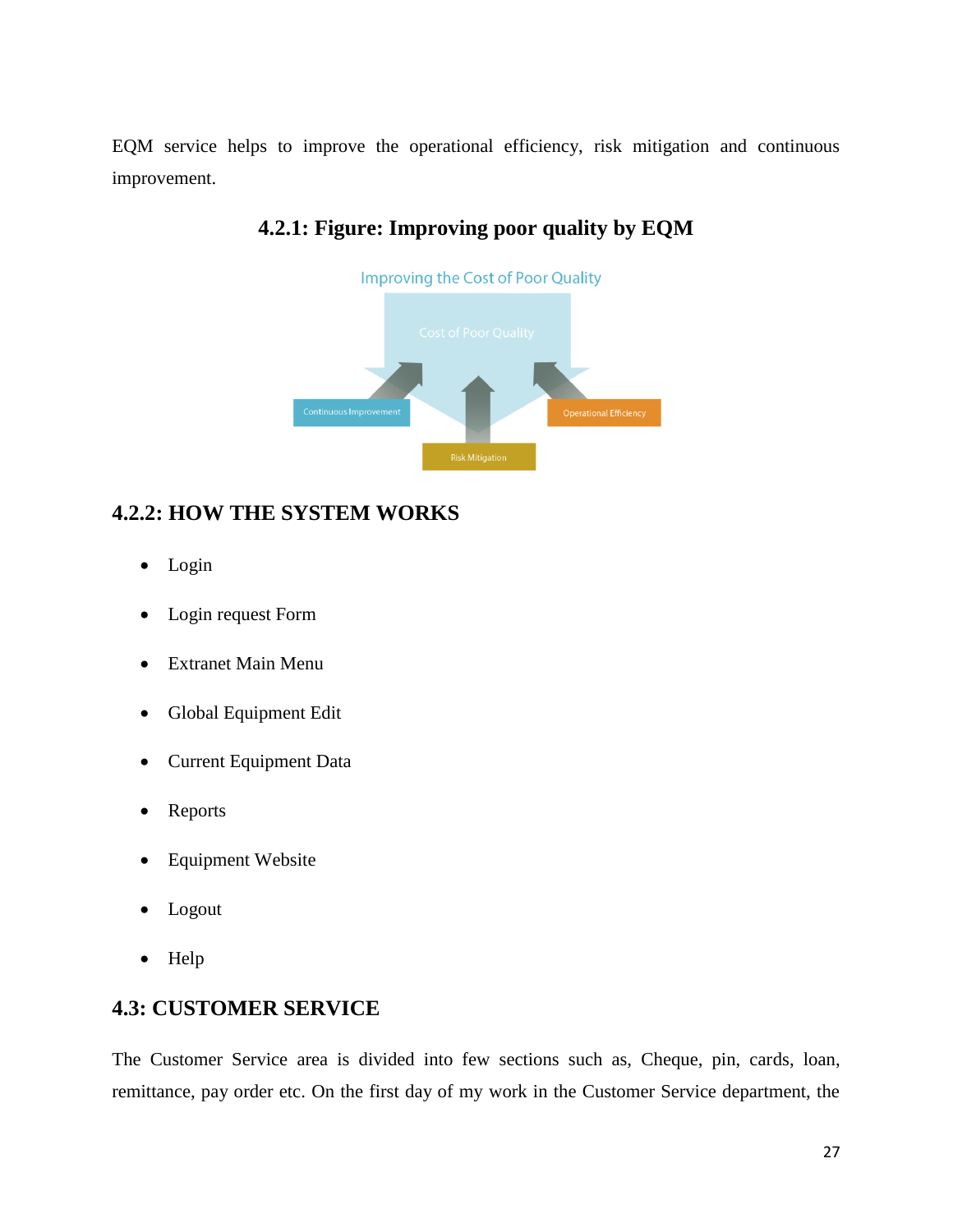EQM service helps to improve the operational efficiency, risk mitigation and continuous improvement.

### 4.2.1: Figure: Improving poor quality by EQM

### 4.2.2: HOW THE SYSTEM WORKS

- Login
- Login request Form
- Extranet Main Menu
- Global Equipment Edit
- Current Equipment Data
- Reports
- Equipment Website
- Logout
- Help

## 4.3: CUSTOMER SERVICE

The Customer Service area is divided into few sections such as, Cheque, pin, cards, loan, remittance, pay order etc. On the first day of my work in the Customer Service department, the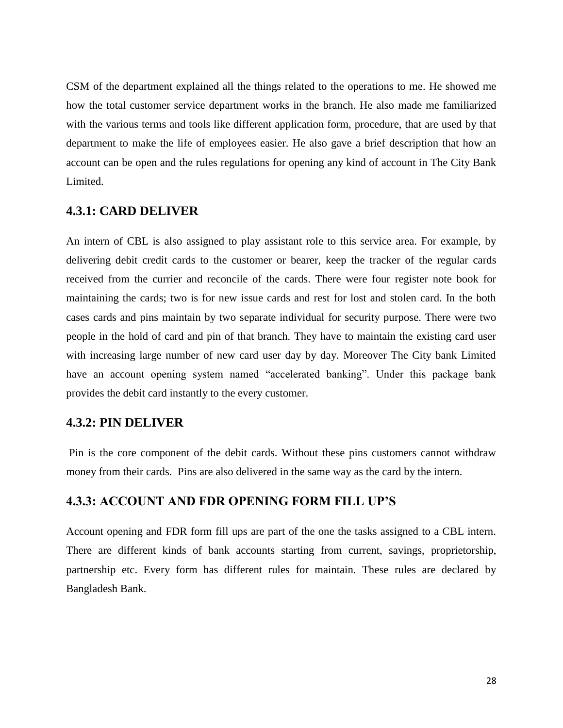CSM of the department explained all the things related to the operations to me. He showed me how the total customer service department works in the branch. He also made me familiarized with the various terms and tools like different application form, procedure, that are used by that department to make the life of employees easier. He also gave a brief description that how an account can be open and the rules regulations for opening any kind of account in The City Bank Limited.

### 4.3.1: CARD DELIVER

An intern of CBL is also assigned to play assistant role to this service area. For example, by delivering debit credit cards to the customer or bearer, keep the tracker of the regular cards received from the currier and reconcile of the cards. There were four register note book for maintaining the cards; two is for new issue cards and rest for lost and stolen card. In the both cases cards and pins maintain by two separate individual for security purpose. There were two people in the hold of card and pin of that branch. They have to maintain the existing card user with increasing large number of new card user day by day. Moreover The City bank Limited have an account opening system named "accelerated banking". Under this package bank provides the debit card instantly to the every customer.

### 4.3.2: PIN DELIVER

Pin is the core component of the debit cards. Without these pins customers cannot withdraw money from their cards. Pins are also delivered in the same way as the card by the intern.

### 4.3.3: ACCOUNT AND FDR OPENING FORM FILL UP'S

Account opening and FDR form fill ups are part of the one the tasks assigned to a CBL intern. There are different kinds of bank accounts starting from current, savings, proprietorship, partnership etc. Every form has different rules for maintain. These rules are declared by Bangladesh Bank.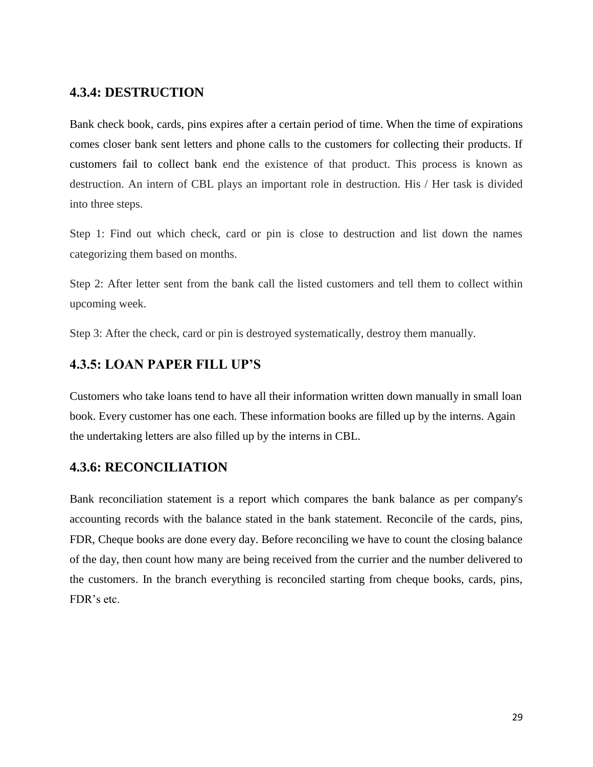### 4.3.4: DESTRUCTION

Bank check book, cards, pins expires after a certain period of time. When the time of expirations comes closer bank sent letters and phone calls to the customers for collecting their products. If customers fail to collect bank end the existence of that product. This process is known as destruction. An intern of CBL plays an important role in destruction. His / Her task is divided into three steps.

Step 1: Find out which check, card or pin is close to destruction and list down the names categorizing them based on months.

Step 2: After letter sent from the bank call the listed customers and tell them to collect within upcoming week.

Step 3: After the check, card or pin is destroyed systematically, destroy them manually.

### 4.3.5: LOAN PAPER FILL UP'S

Customers who take loans tend to have all their information written down manually in small loan book. Every customer has one each. These information books are filled up by the interns. Again the undertaking letters are also filled up by the interns in CBL.

### 4.3.6: RECONCILIATION

Bank reconciliation statement is a report which compares the bank balance as per company's accounting records with the balance stated in the bank statement. Reconcile of the cards, pins, FDR, Cheque books are done every day. Before reconciling we have to count the closing balance of the day, then count how many are being received from the currier and the number delivered to the customers. In the branch everything is reconciled starting from cheque books, cards, pins, FDR's etc.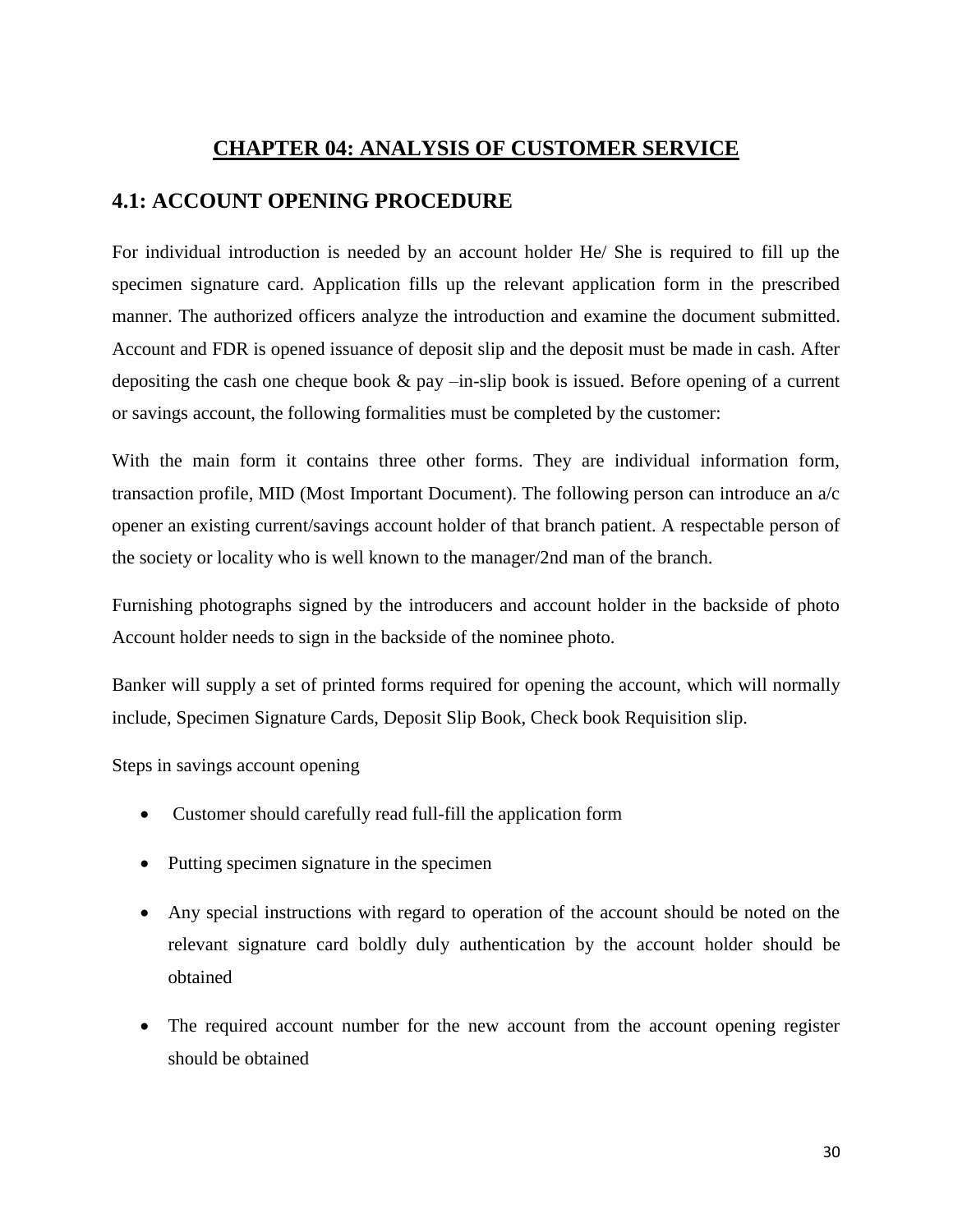# CHAPTER 04: ANALYSIS OF CUSTOMER SERVICE

## 4.1: ACCOUNT OPENING PROCEDURE

For individual introduction is needed by an account holder He/ She is required to fill up the specimen signature card. Application fills up the relevant application form in the prescribed manner. The authorized officers analyze the introduction and examine the document submitted. Account and FDR is opened issuance of deposit slip and the deposit must be made in cash. After depositing the cash one cheque book & pay –in-slip book is issued. Before opening of a current or savings account, the following formalities must be completed by the customer:

With the main form it contains three other forms. They are individual information form, transaction profile, MID (Most Important Document). The following person can introduce an a/c opener an existing current/savings account holder of that branch patient. A respectable person of the society or locality who is well known to the manager/2nd man of the branch.

Furnishing photographs signed by the introducers and account holder in the backside of photo Account holder needs to sign in the backside of the nominee photo.

Banker will supply a set of printed forms required for opening the account, which will normally include, Specimen Signature Cards, Deposit Slip Book, Check book Requisition slip.

Steps in savings account opening

- Customer should carefully read full-fill the application form
- Putting specimen signature in the specimen
- Any special instructions with regard to operation of the account should be noted on the relevant signature card boldly duly authentication by the account holder should be obtained
- The required account number for the new account from the account opening register should be obtained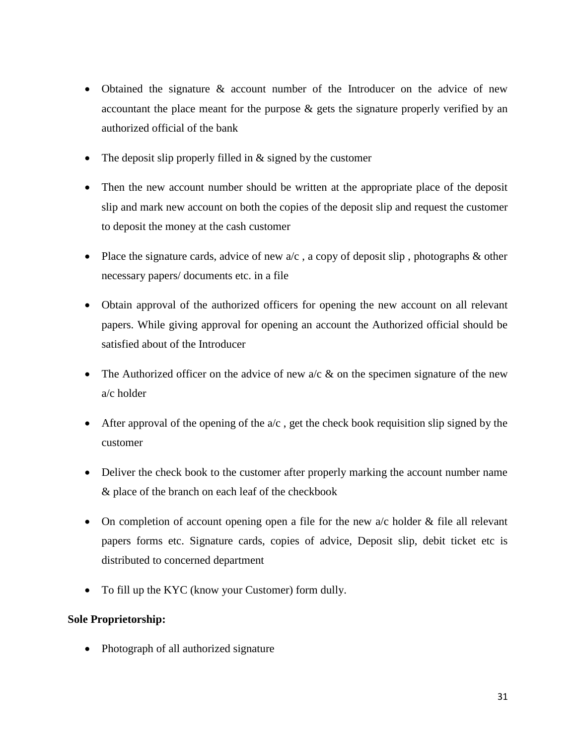- Obtained the signature & account number of the Introducer on the advice of new accountant the place meant for the purpose & gets the signature properly verified by an authorized official of the bank

- The deposit slip properly filled in & signed by the customer

- Then the new account number should be written at the appropriate place of the deposit slip and mark new account on both the copies of the deposit slip and request the customer to deposit the money at the cash customer

- Place the signature cards, advice of new a/c , a copy of deposit slip , photographs & other necessary papers/ documents etc. in a file

- Obtain approval of the authorized officers for opening the new account on all relevant papers. While giving approval for opening an account the Authorized official should be satisfied about of the Introducer

- The Authorized officer on the advice of new a/c & on the specimen signature of the new a/c holder

- After approval of the opening of the a/c , get the check book requisition slip signed by the customer

- Deliver the check book to the customer after properly marking the account number name & place of the branch on each leaf of the checkbook

- On completion of account opening open a file for the new a/c holder & file all relevant papers forms etc. Signature cards, copies of advice, Deposit slip, debit ticket etc is distributed to concerned department

- To fill up the KYC (know your Customer) form dully.

**Sole Proprietorship:**

- Photograph of all authorized signature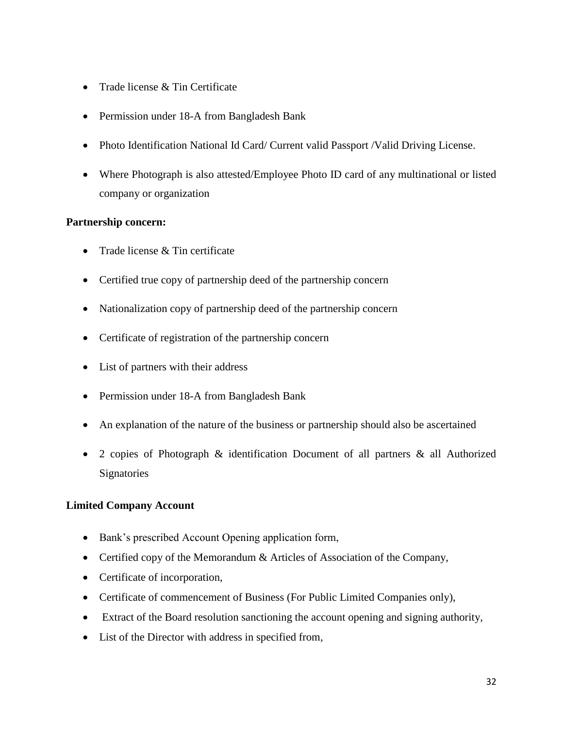- Trade license & Tin Certificate
- Permission under 18-A from Bangladesh Bank
- Photo Identification National Id Card/ Current valid Passport /Valid Driving License.
- Where Photograph is also attested/Employee Photo ID card of any multinational or listed company or organization

**Partnership concern:**

- Trade license & Tin certificate
- Certified true copy of partnership deed of the partnership concern
- Nationalization copy of partnership deed of the partnership concern
- Certificate of registration of the partnership concern
- List of partners with their address
- Permission under 18-A from Bangladesh Bank
- An explanation of the nature of the business or partnership should also be ascertained
- 2 copies of Photograph & identification Document of all partners & all Authorized Signatories

**Limited Company Account**

- Bank's prescribed Account Opening application form,
- Certified copy of the Memorandum & Articles of Association of the Company,
- Certificate of incorporation,
- Certificate of commencement of Business (For Public Limited Companies only),
- Extract of the Board resolution sanctioning the account opening and signing authority,
- List of the Director with address in specified from,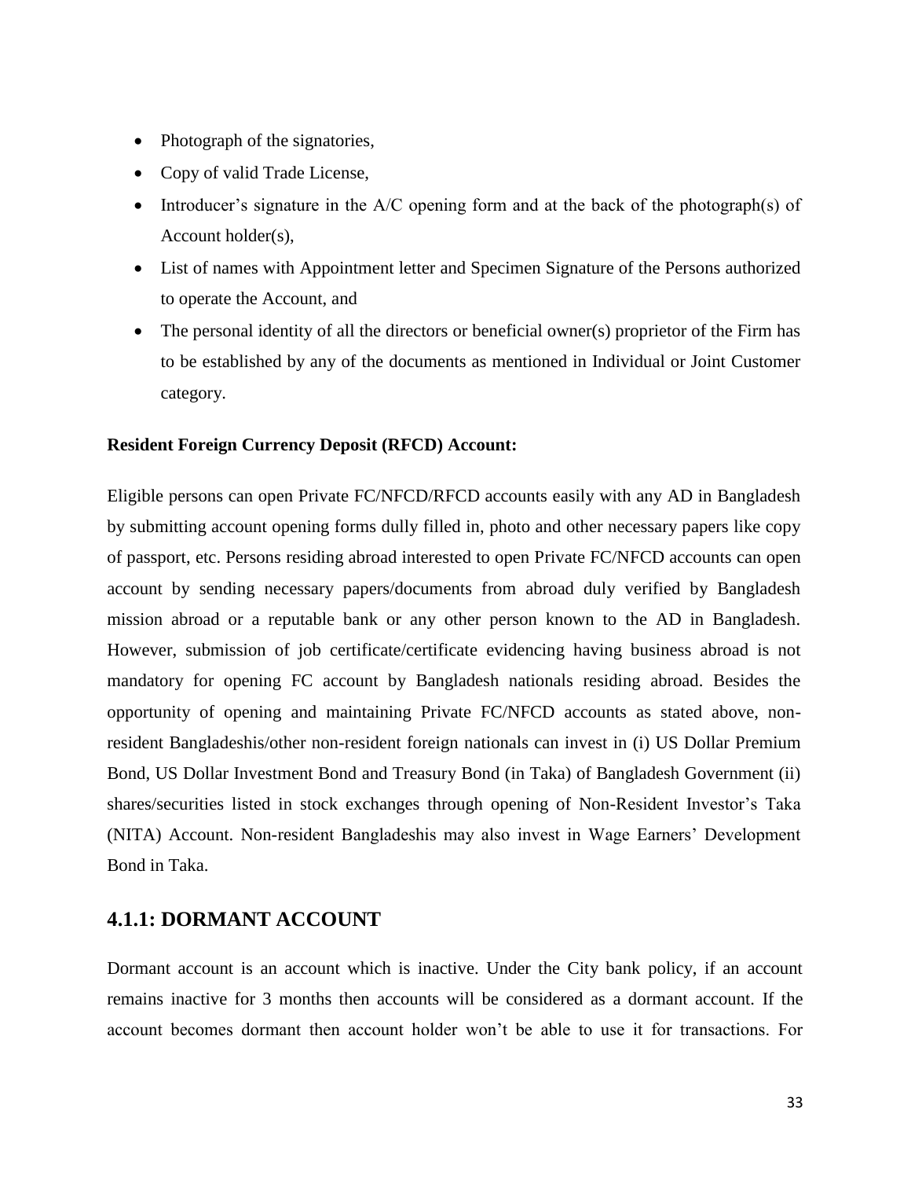- Photograph of the signatories,
- Copy of valid Trade License,
- Introducer's signature in the A/C opening form and at the back of the photograph(s) of Account holder(s),
- List of names with Appointment letter and Specimen Signature of the Persons authorized to operate the Account, and
- The personal identity of all the directors or beneficial owner(s) proprietor of the Firm has to be established by any of the documents as mentioned in Individual or Joint Customer category.

**Resident Foreign Currency Deposit (RFCD) Account:**

Eligible persons can open Private FC/NFCD/RFCD accounts easily with any AD in Bangladesh by submitting account opening forms dully filled in, photo and other necessary papers like copy of passport, etc. Persons residing abroad interested to open Private FC/NFCD accounts can open account by sending necessary papers/documents from abroad duly verified by Bangladesh mission abroad or a reputable bank or any other person known to the AD in Bangladesh. However, submission of job certificate/certificate evidencing having business abroad is not mandatory for opening FC account by Bangladesh nationals residing abroad. Besides the opportunity of opening and maintaining Private FC/NFCD accounts as stated above, non-resident Bangladeshis/other non-resident foreign nationals can invest in (i) US Dollar Premium Bond, US Dollar Investment Bond and Treasury Bond (in Taka) of Bangladesh Government (ii) shares/securities listed in stock exchanges through opening of Non-Resident Investor's Taka (NITA) Account. Non-resident Bangladeshis may also invest in Wage Earners' Development Bond in Taka.

## 4.1.1: DORMANT ACCOUNT

Dormant account is an account which is inactive. Under the City bank policy, if an account remains inactive for 3 months then accounts will be considered as a dormant account. If the account becomes dormant then account holder won't be able to use it for transactions. For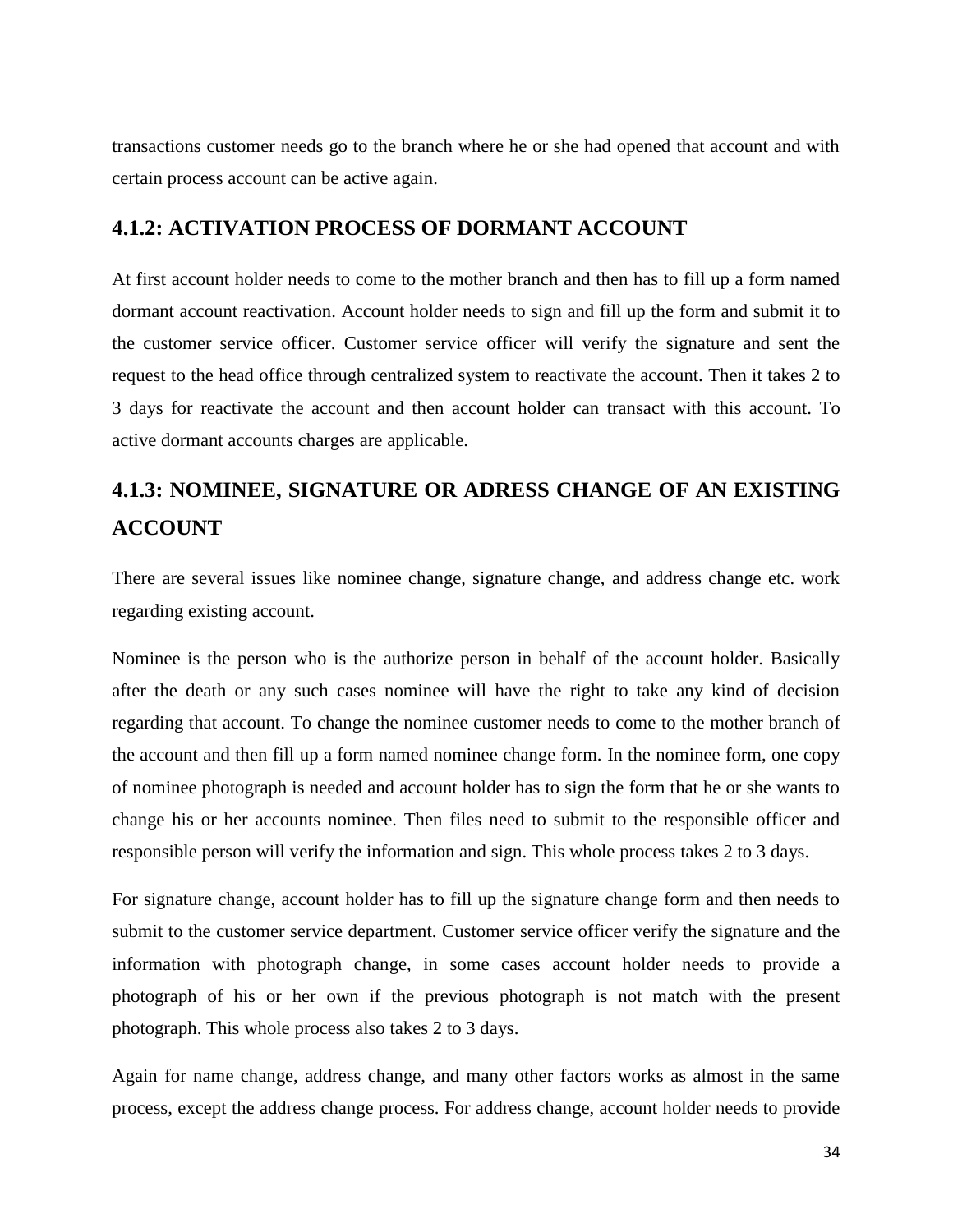transactions customer needs go to the branch where he or she had opened that account and with certain process account can be active again.

### 4.1.2: ACTIVATION PROCESS OF DORMANT ACCOUNT

At first account holder needs to come to the mother branch and then has to fill up a form named dormant account reactivation. Account holder needs to sign and fill up the form and submit it to the customer service officer. Customer service officer will verify the signature and sent the request to the head office through centralized system to reactivate the account. Then it takes 2 to 3 days for reactivate the account and then account holder can transact with this account. To active dormant accounts charges are applicable.

### 4.1.3: NOMINEE, SIGNATURE OR ADRESS CHANGE OF AN EXISTING ACCOUNT

There are several issues like nominee change, signature change, and address change etc. work regarding existing account.

Nominee is the person who is the authorize person in behalf of the account holder. Basically after the death or any such cases nominee will have the right to take any kind of decision regarding that account. To change the nominee customer needs to come to the mother branch of the account and then fill up a form named nominee change form. In the nominee form, one copy of nominee photograph is needed and account holder has to sign the form that he or she wants to change his or her accounts nominee. Then files need to submit to the responsible officer and responsible person will verify the information and sign. This whole process takes 2 to 3 days.

For signature change, account holder has to fill up the signature change form and then needs to submit to the customer service department. Customer service officer verify the signature and the information with photograph change, in some cases account holder needs to provide a photograph of his or her own if the previous photograph is not match with the present photograph. This whole process also takes 2 to 3 days.

Again for name change, address change, and many other factors works as almost in the same process, except the address change process. For address change, account holder needs to provide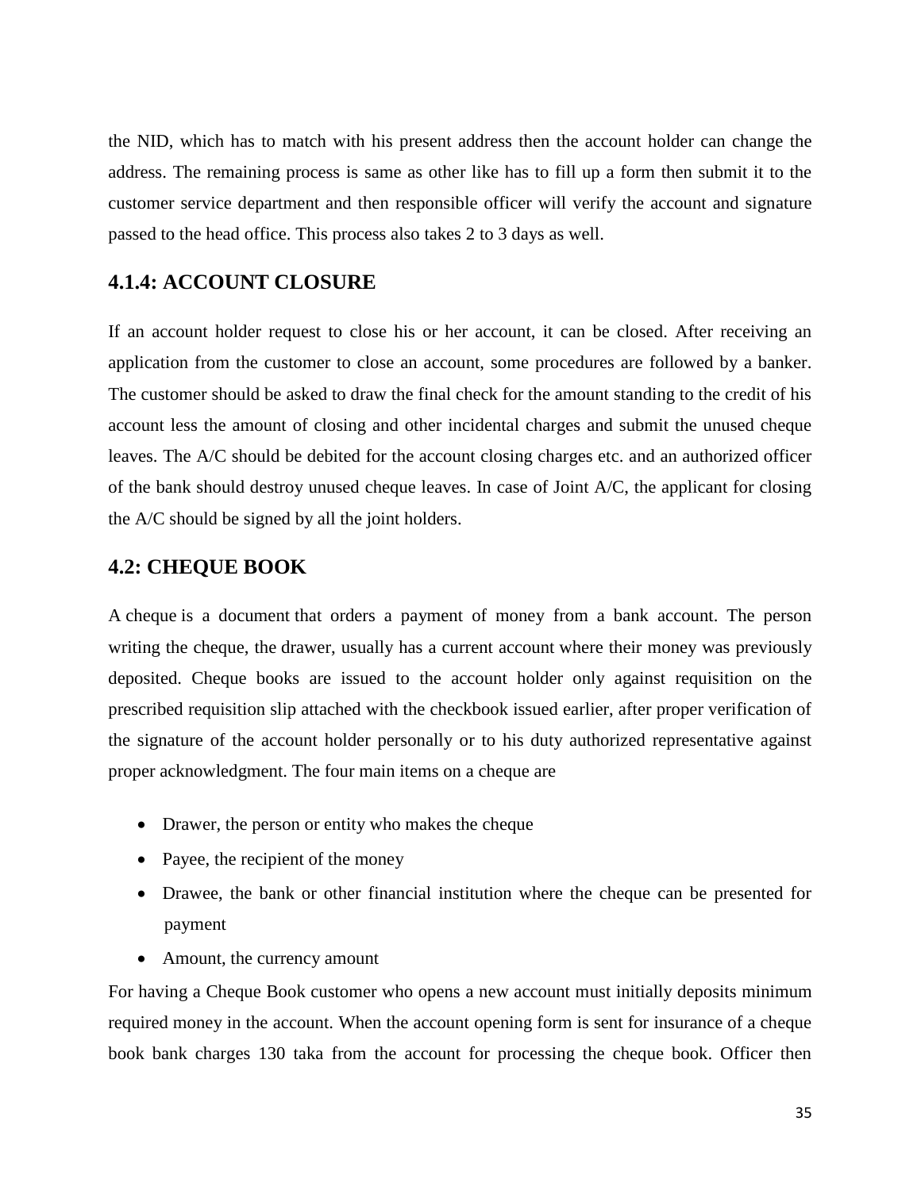the NID, which has to match with his present address then the account holder can change the address. The remaining process is same as other like has to fill up a form then submit it to the customer service department and then responsible officer will verify the account and signature passed to the head office. This process also takes 2 to 3 days as well.

### 4.1.4: ACCOUNT CLOSURE

If an account holder request to close his or her account, it can be closed. After receiving an application from the customer to close an account, some procedures are followed by a banker. The customer should be asked to draw the final check for the amount standing to the credit of his account less the amount of closing and other incidental charges and submit the unused cheque leaves. The A/C should be debited for the account closing charges etc. and an authorized officer of the bank should destroy unused cheque leaves. In case of Joint A/C, the applicant for closing the A/C should be signed by all the joint holders.

## 4.2: CHEQUE BOOK

A cheque is a document that orders a payment of money from a bank account. The person writing the cheque, the drawer, usually has a current account where their money was previously deposited. Cheque books are issued to the account holder only against requisition on the prescribed requisition slip attached with the checkbook issued earlier, after proper verification of the signature of the account holder personally or to his duty authorized representative against proper acknowledgment. The four main items on a cheque are

- Drawer, the person or entity who makes the cheque
- Payee, the recipient of the money
- Drawee, the bank or other financial institution where the cheque can be presented for payment
- Amount, the currency amount

For having a Cheque Book customer who opens a new account must initially deposits minimum required money in the account. When the account opening form is sent for insurance of a cheque book bank charges 130 taka from the account for processing the cheque book. Officer then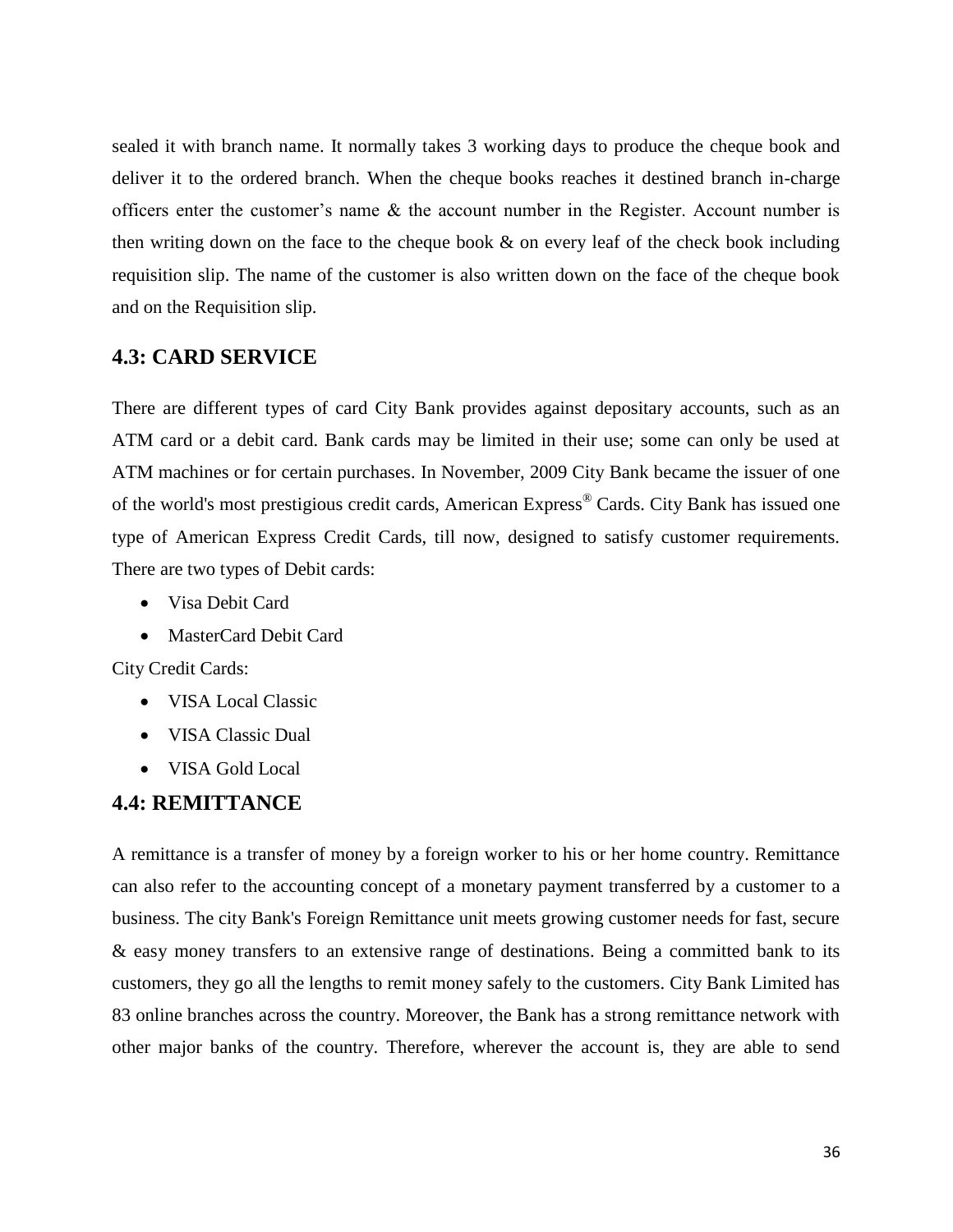sealed it with branch name. It normally takes 3 working days to produce the cheque book and deliver it to the ordered branch. When the cheque books reaches it destined branch in-charge officers enter the customer's name & the account number in the Register. Account number is then writing down on the face to the cheque book & on every leaf of the check book including requisition slip. The name of the customer is also written down on the face of the cheque book and on the Requisition slip.

## 4.3: CARD SERVICE

There are different types of card City Bank provides against depositary accounts, such as an ATM card or a debit card. Bank cards may be limited in their use; some can only be used at ATM machines or for certain purchases. In November, 2009 City Bank became the issuer of one of the world's most prestigious credit cards, American Express® Cards. City Bank has issued one type of American Express Credit Cards, till now, designed to satisfy customer requirements. There are two types of Debit cards:

- Visa Debit Card
- MasterCard Debit Card

City Credit Cards:

- VISA Local Classic
- VISA Classic Dual
- VISA Gold Local

## 4.4: REMITTANCE

A remittance is a transfer of money by a foreign worker to his or her home country. Remittance can also refer to the accounting concept of a monetary payment transferred by a customer to a business. The city Bank's Foreign Remittance unit meets growing customer needs for fast, secure & easy money transfers to an extensive range of destinations. Being a committed bank to its customers, they go all the lengths to remit money safely to the customers. City Bank Limited has 83 online branches across the country. Moreover, the Bank has a strong remittance network with other major banks of the country. Therefore, wherever the account is, they are able to send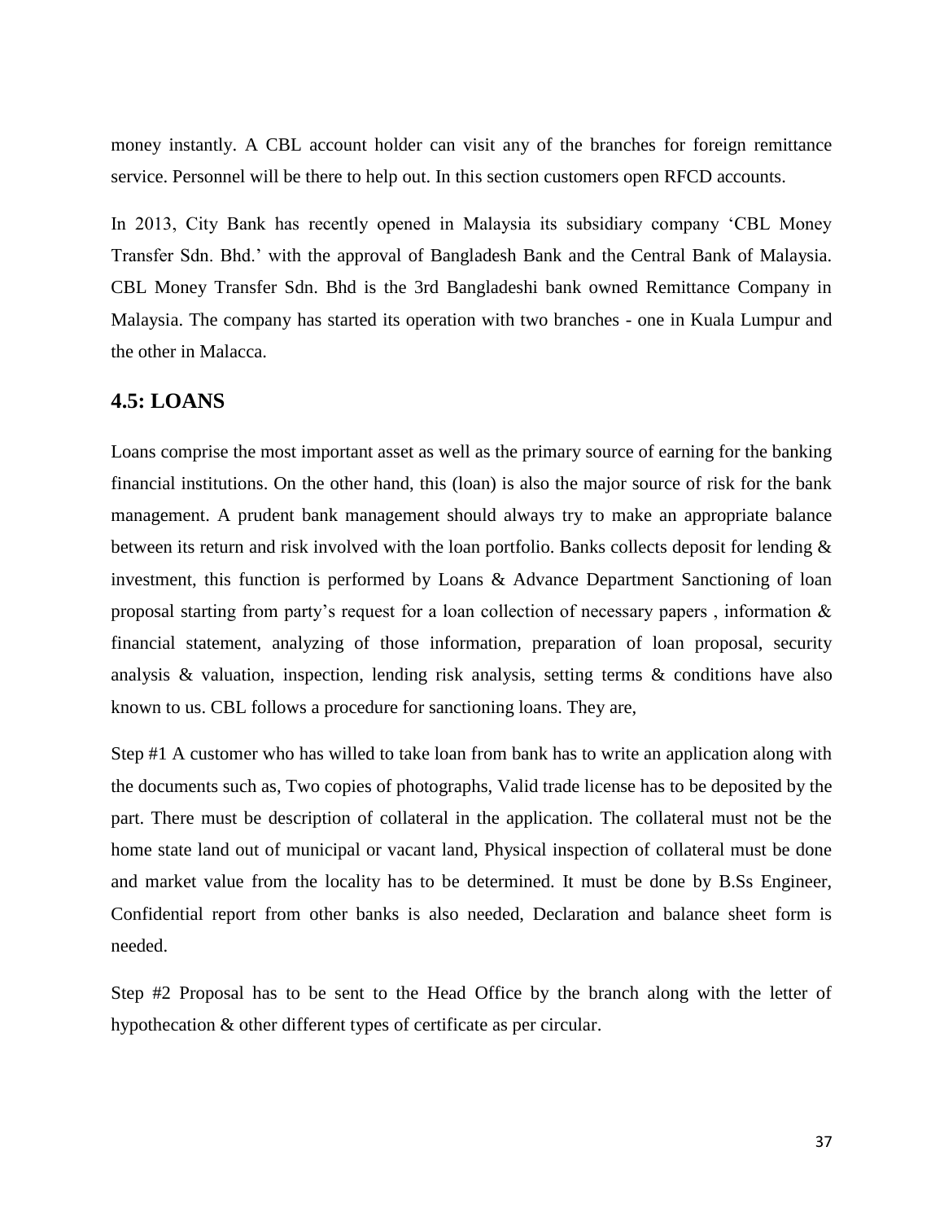money instantly. A CBL account holder can visit any of the branches for foreign remittance service. Personnel will be there to help out. In this section customers open RFCD accounts.

In 2013, City Bank has recently opened in Malaysia its subsidiary company 'CBL Money Transfer Sdn. Bhd.' with the approval of Bangladesh Bank and the Central Bank of Malaysia. CBL Money Transfer Sdn. Bhd is the 3rd Bangladeshi bank owned Remittance Company in Malaysia. The company has started its operation with two branches - one in Kuala Lumpur and the other in Malacca.

## 4.5: LOANS

Loans comprise the most important asset as well as the primary source of earning for the banking financial institutions. On the other hand, this (loan) is also the major source of risk for the bank management. A prudent bank management should always try to make an appropriate balance between its return and risk involved with the loan portfolio. Banks collects deposit for lending & investment, this function is performed by Loans & Advance Department Sanctioning of loan proposal starting from party's request for a loan collection of necessary papers , information & financial statement, analyzing of those information, preparation of loan proposal, security analysis & valuation, inspection, lending risk analysis, setting terms & conditions have also known to us. CBL follows a procedure for sanctioning loans. They are,

Step #1 A customer who has willed to take loan from bank has to write an application along with the documents such as, Two copies of photographs, Valid trade license has to be deposited by the part. There must be description of collateral in the application. The collateral must not be the home state land out of municipal or vacant land, Physical inspection of collateral must be done and market value from the locality has to be determined. It must be done by B.Ss Engineer, Confidential report from other banks is also needed, Declaration and balance sheet form is needed.

Step #2 Proposal has to be sent to the Head Office by the branch along with the letter of hypothecation & other different types of certificate as per circular.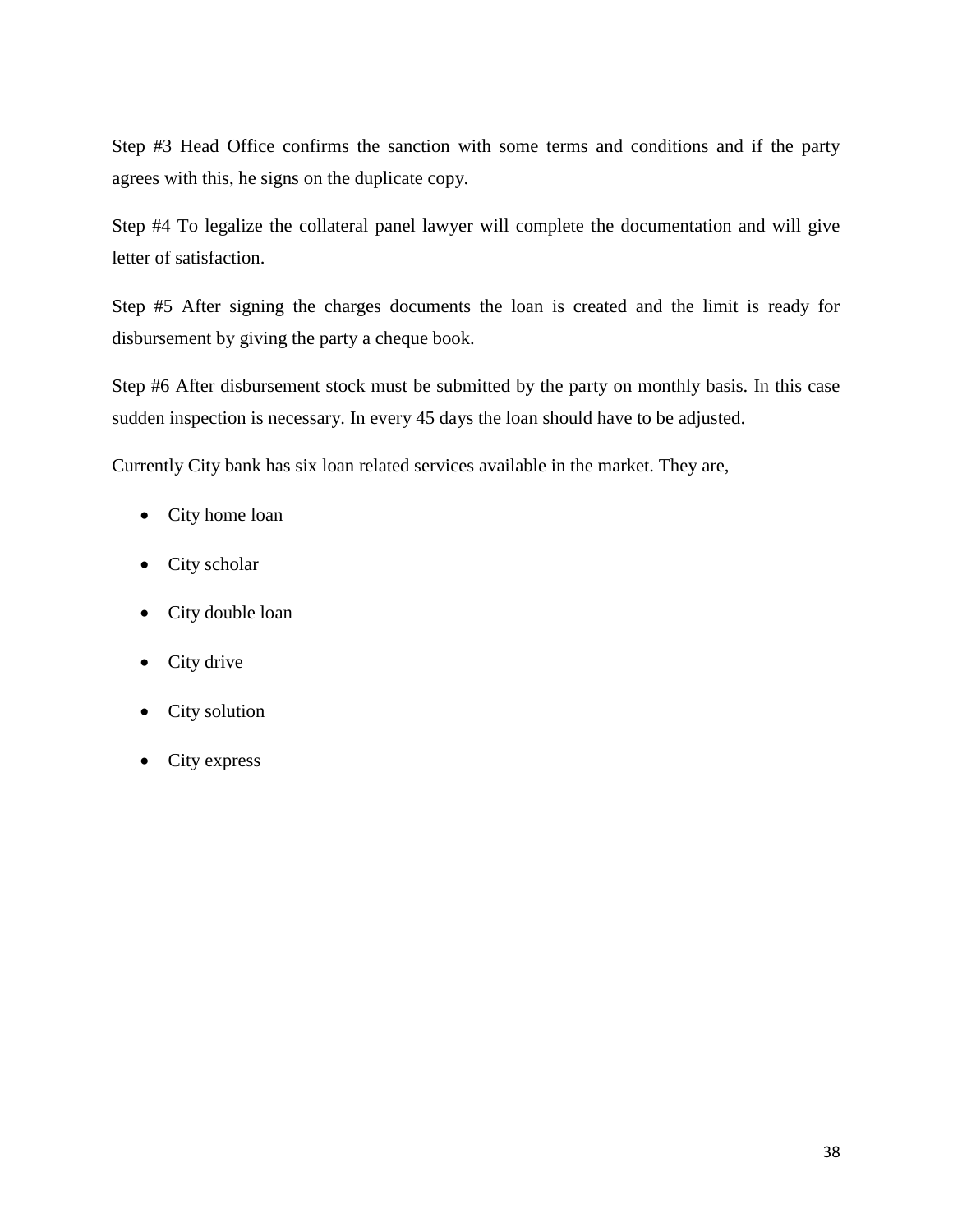Step #3 Head Office confirms the sanction with some terms and conditions and if the party agrees with this, he signs on the duplicate copy.

Step #4 To legalize the collateral panel lawyer will complete the documentation and will give letter of satisfaction.

Step #5 After signing the charges documents the loan is created and the limit is ready for disbursement by giving the party a cheque book.

Step #6 After disbursement stock must be submitted by the party on monthly basis. In this case sudden inspection is necessary. In every 45 days the loan should have to be adjusted.

Currently City bank has six loan related services available in the market. They are,

- City home loan
- City scholar
- City double loan
- City drive
- City solution
- City express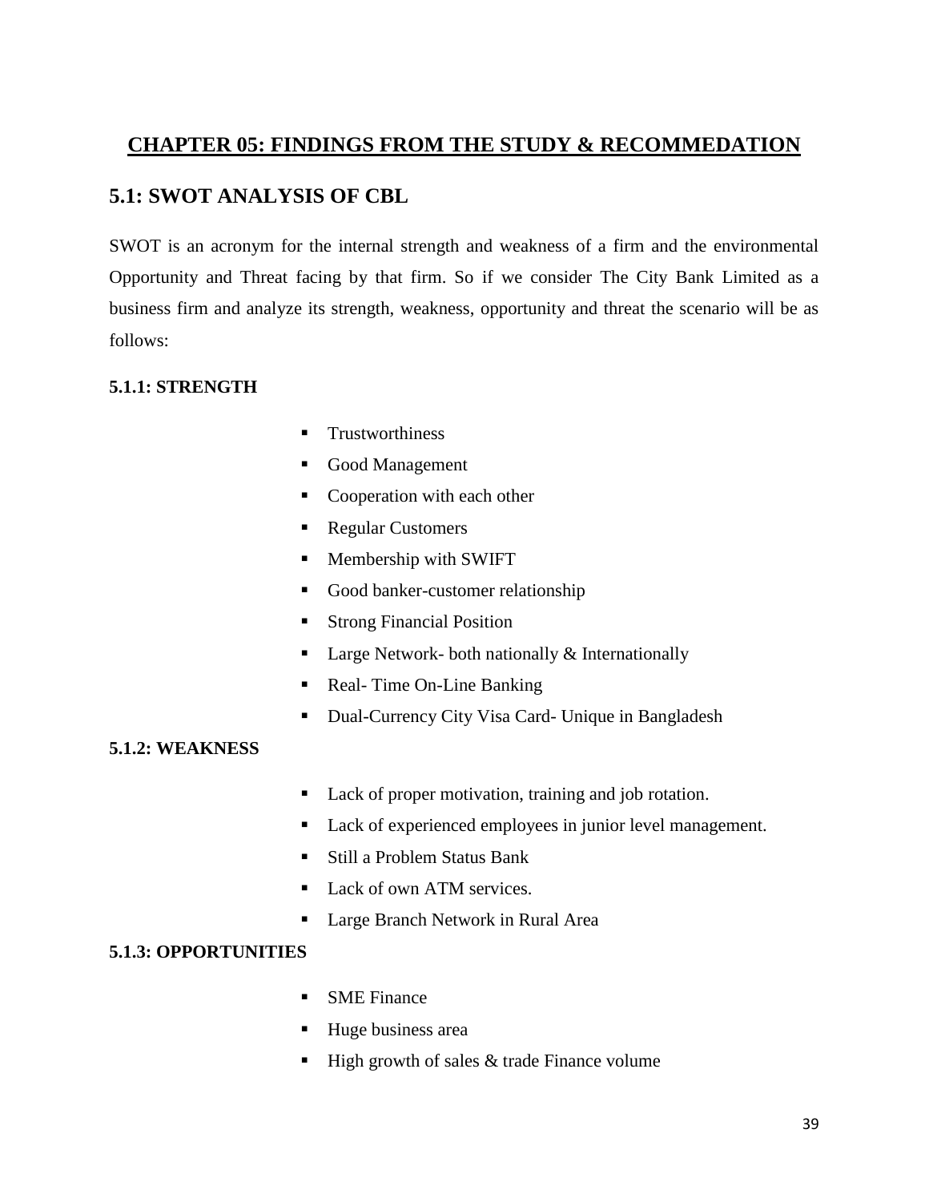# CHAPTER 05: FINDINGS FROM THE STUDY & RECOMMEDATION

## 5.1: SWOT ANALYSIS OF CBL

SWOT is an acronym for the internal strength and weakness of a firm and the environmental Opportunity and Threat facing by that firm. So if we consider The City Bank Limited as a business firm and analyze its strength, weakness, opportunity and threat the scenario will be as follows:

### 5.1.1: STRENGTH

- Trustworthiness
- Good Management
- Cooperation with each other
- Regular Customers
- Membership with SWIFT
- Good banker-customer relationship
- Strong Financial Position
- Large Network- both nationally & Internationally
- Real- Time On-Line Banking
- Dual-Currency City Visa Card- Unique in Bangladesh

### 5.1.2: WEAKNESS

- Lack of proper motivation, training and job rotation.
- Lack of experienced employees in junior level management.
- Still a Problem Status Bank
- Lack of own ATM services.
- Large Branch Network in Rural Area

### 5.1.3: OPPORTUNITIES

- SME Finance
- Huge business area
- High growth of sales & trade Finance volume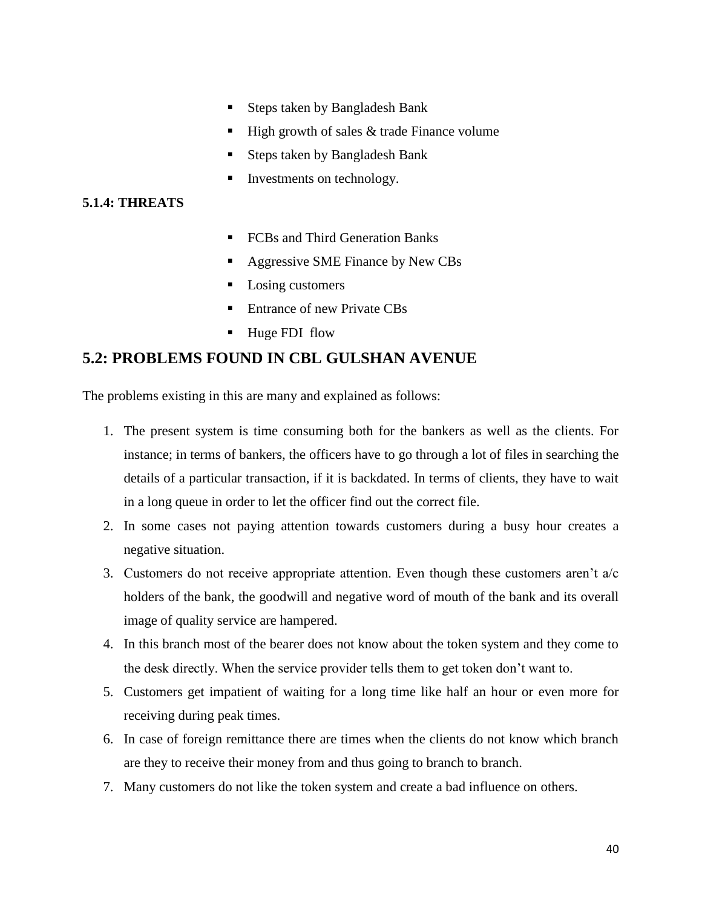- Steps taken by Bangladesh Bank
- High growth of sales & trade Finance volume
- Steps taken by Bangladesh Bank
- Investments on technology.

**5.1.4: THREATS**

- FCBs and Third Generation Banks
- Aggressive SME Finance by New CBs
- Losing customers
- Entrance of new Private CBs
- Huge FDI flow

## 5.2: PROBLEMS FOUND IN CBL GULSHAN AVENUE

The problems existing in this are many and explained as follows:

1. The present system is time consuming both for the bankers as well as the clients. For instance; in terms of bankers, the officers have to go through a lot of files in searching the details of a particular transaction, if it is backdated. In terms of clients, they have to wait in a long queue in order to let the officer find out the correct file.
2. In some cases not paying attention towards customers during a busy hour creates a negative situation.
3. Customers do not receive appropriate attention. Even though these customers aren't a/c holders of the bank, the goodwill and negative word of mouth of the bank and its overall image of quality service are hampered.
4. In this branch most of the bearer does not know about the token system and they come to the desk directly. When the service provider tells them to get token don't want to.
5. Customers get impatient of waiting for a long time like half an hour or even more for receiving during peak times.
6. In case of foreign remittance there are times when the clients do not know which branch are they to receive their money from and thus going to branch to branch.
7. Many customers do not like the token system and create a bad influence on others.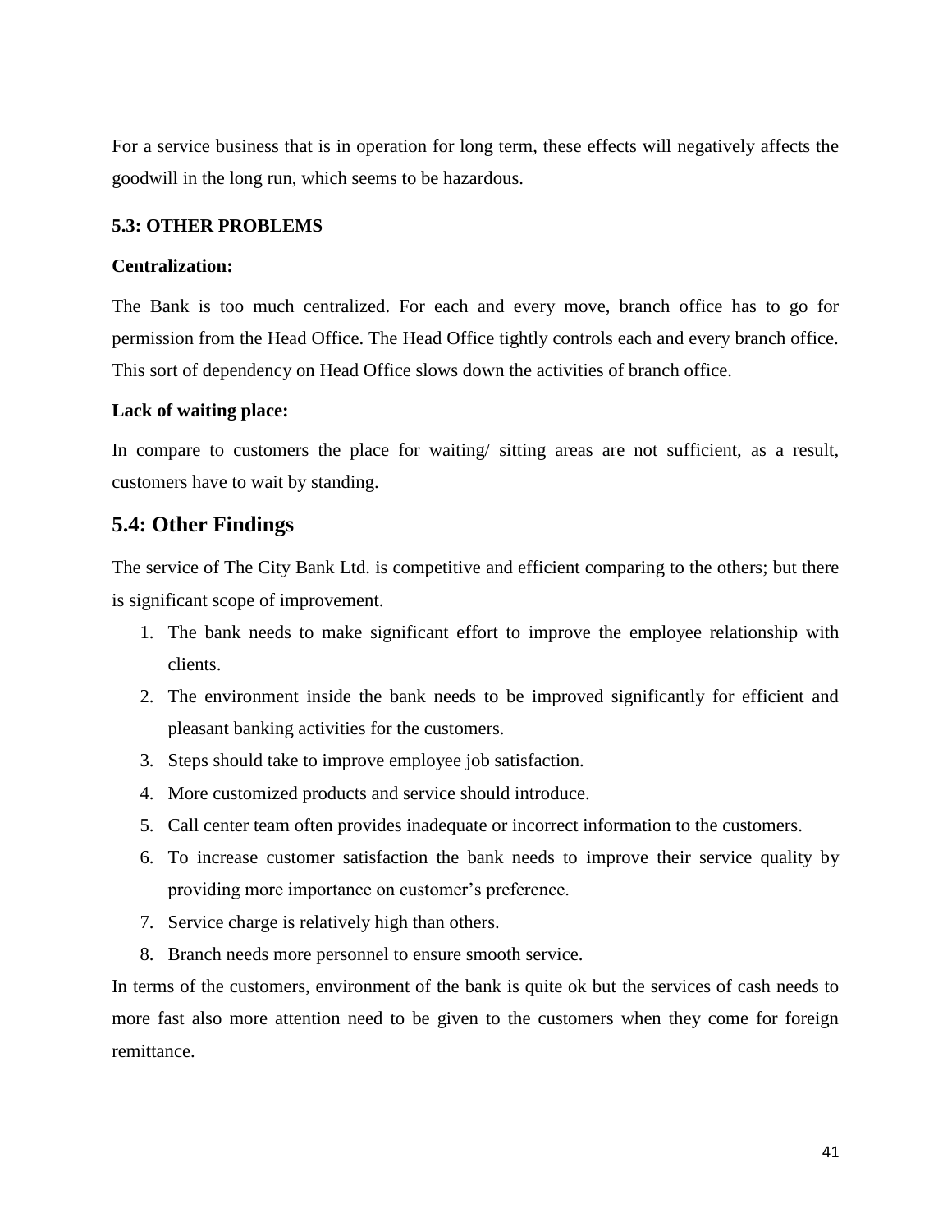For a service business that is in operation for long term, these effects will negatively affects the goodwill in the long run, which seems to be hazardous.

### 5.3: OTHER PROBLEMS

**Centralization:**

The Bank is too much centralized. For each and every move, branch office has to go for permission from the Head Office. The Head Office tightly controls each and every branch office. This sort of dependency on Head Office slows down the activities of branch office.

**Lack of waiting place:**

In compare to customers the place for waiting/ sitting areas are not sufficient, as a result, customers have to wait by standing.

## 5.4: Other Findings

The service of The City Bank Ltd. is competitive and efficient comparing to the others; but there is significant scope of improvement.

1. The bank needs to make significant effort to improve the employee relationship with clients.
2. The environment inside the bank needs to be improved significantly for efficient and pleasant banking activities for the customers.
3. Steps should take to improve employee job satisfaction.
4. More customized products and service should introduce.
5. Call center team often provides inadequate or incorrect information to the customers.
6. To increase customer satisfaction the bank needs to improve their service quality by providing more importance on customer's preference.
7. Service charge is relatively high than others.
8. Branch needs more personnel to ensure smooth service.

In terms of the customers, environment of the bank is quite ok but the services of cash needs to more fast also more attention need to be given to the customers when they come for foreign remittance.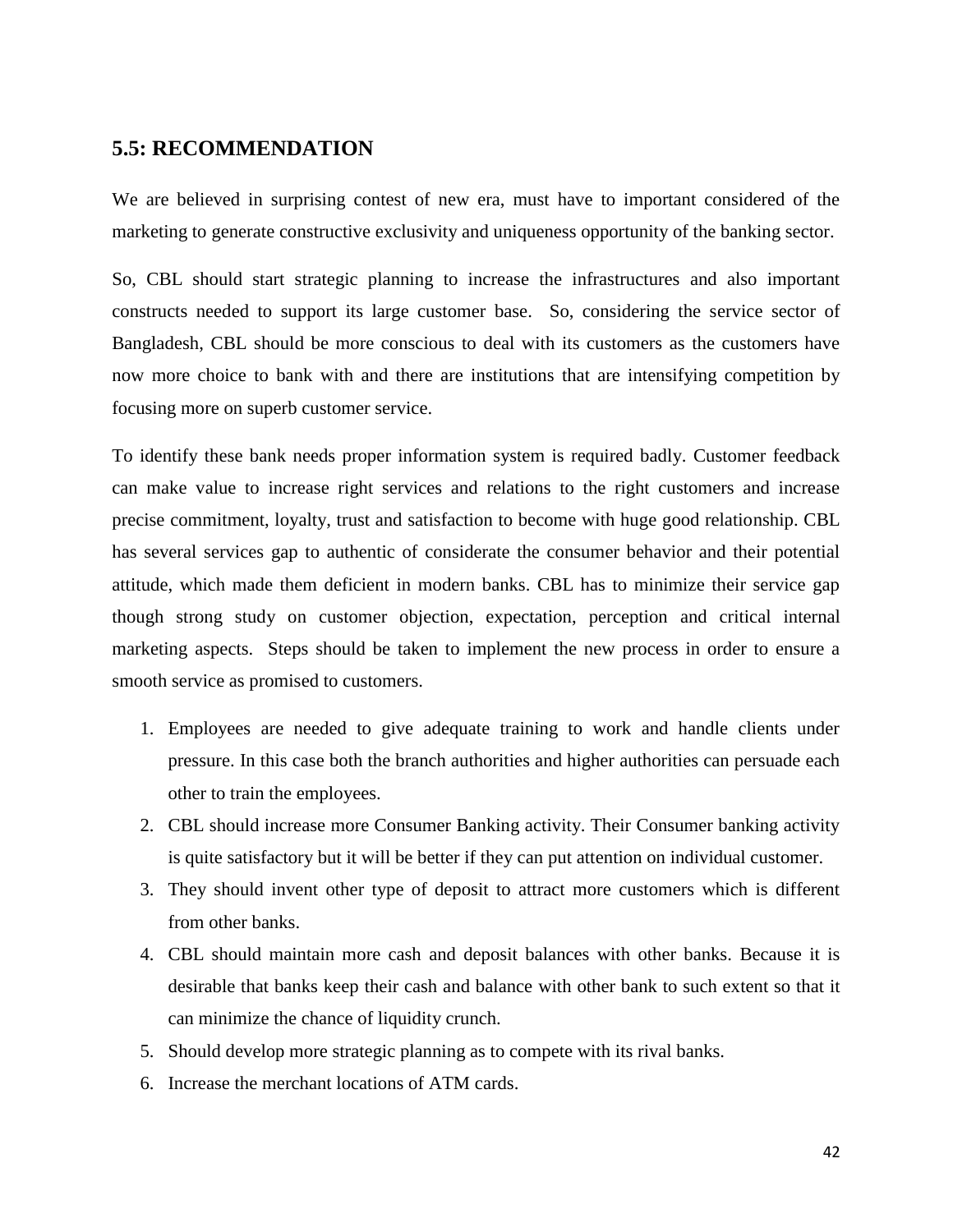## 5.5: RECOMMENDATION

We are believed in surprising contest of new era, must have to important considered of the marketing to generate constructive exclusivity and uniqueness opportunity of the banking sector.

So, CBL should start strategic planning to increase the infrastructures and also important constructs needed to support its large customer base. So, considering the service sector of Bangladesh, CBL should be more conscious to deal with its customers as the customers have now more choice to bank with and there are institutions that are intensifying competition by focusing more on superb customer service.

To identify these bank needs proper information system is required badly. Customer feedback can make value to increase right services and relations to the right customers and increase precise commitment, loyalty, trust and satisfaction to become with huge good relationship. CBL has several services gap to authentic of considerate the consumer behavior and their potential attitude, which made them deficient in modern banks. CBL has to minimize their service gap though strong study on customer objection, expectation, perception and critical internal marketing aspects. Steps should be taken to implement the new process in order to ensure a smooth service as promised to customers.

1. Employees are needed to give adequate training to work and handle clients under pressure. In this case both the branch authorities and higher authorities can persuade each other to train the employees.
2. CBL should increase more Consumer Banking activity. Their Consumer banking activity is quite satisfactory but it will be better if they can put attention on individual customer.
3. They should invent other type of deposit to attract more customers which is different from other banks.
4. CBL should maintain more cash and deposit balances with other banks. Because it is desirable that banks keep their cash and balance with other bank to such extent so that it can minimize the chance of liquidity crunch.
5. Should develop more strategic planning as to compete with its rival banks.
6. Increase the merchant locations of ATM cards.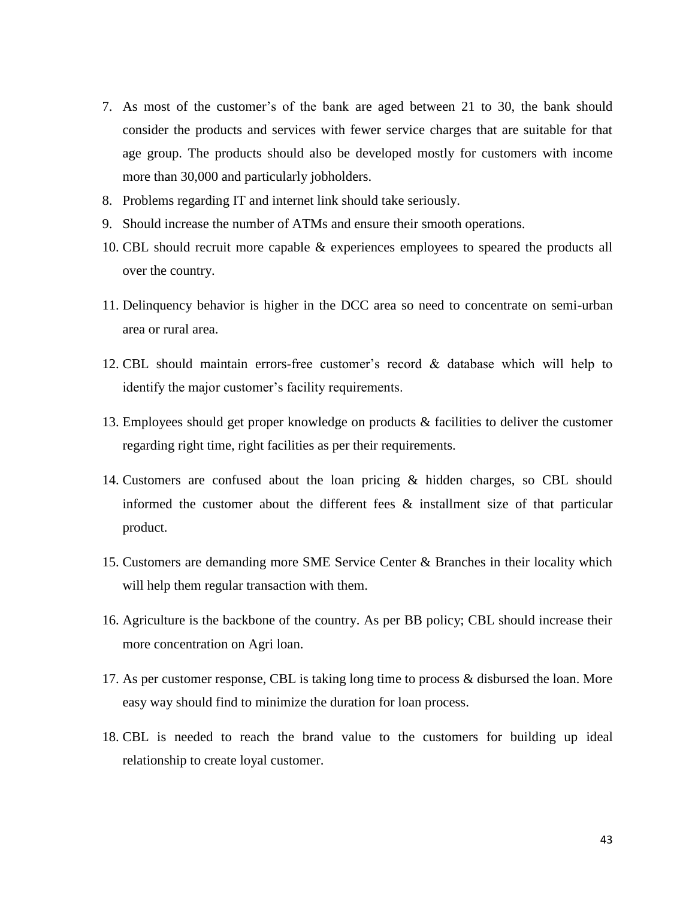7. As most of the customer's of the bank are aged between 21 to 30, the bank should consider the products and services with fewer service charges that are suitable for that age group. The products should also be developed mostly for customers with income more than 30,000 and particularly jobholders.
8. Problems regarding IT and internet link should take seriously.
9. Should increase the number of ATMs and ensure their smooth operations.
10. CBL should recruit more capable & experiences employees to speared the products all over the country.
11. Delinquency behavior is higher in the DCC area so need to concentrate on semi-urban area or rural area.
12. CBL should maintain errors-free customer's record & database which will help to identify the major customer's facility requirements.
13. Employees should get proper knowledge on products & facilities to deliver the customer regarding right time, right facilities as per their requirements.
14. Customers are confused about the loan pricing & hidden charges, so CBL should informed the customer about the different fees & installment size of that particular product.
15. Customers are demanding more SME Service Center & Branches in their locality which will help them regular transaction with them.
16. Agriculture is the backbone of the country. As per BB policy; CBL should increase their more concentration on Agri loan.
17. As per customer response, CBL is taking long time to process & disbursed the loan. More easy way should find to minimize the duration for loan process.
18. CBL is needed to reach the brand value to the customers for building up ideal relationship to create loyal customer.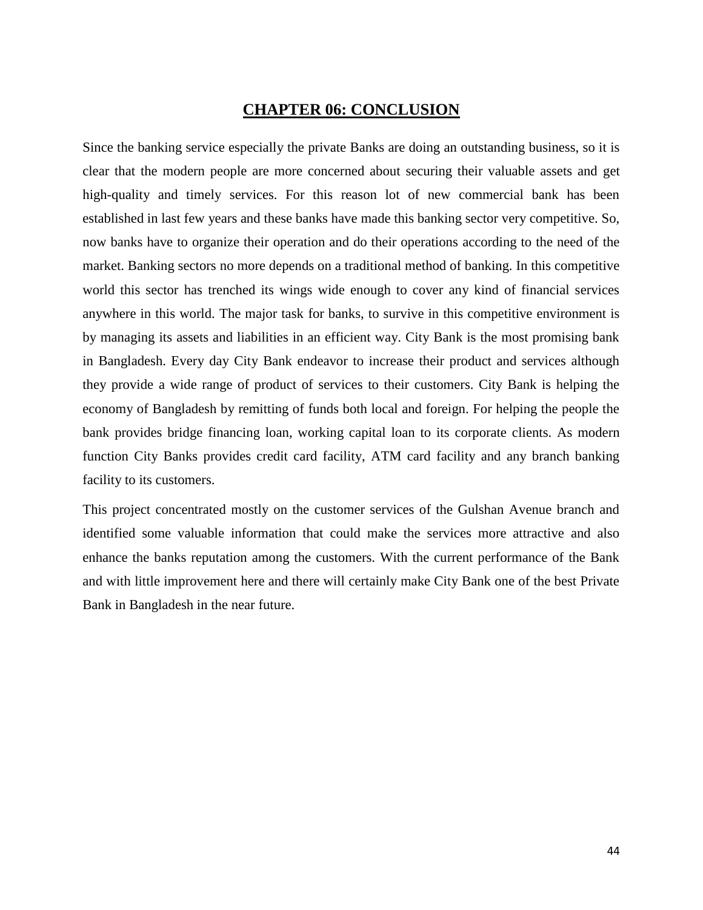# CHAPTER 06: CONCLUSION

Since the banking service especially the private Banks are doing an outstanding business, so it is clear that the modern people are more concerned about securing their valuable assets and get high-quality and timely services. For this reason lot of new commercial bank has been established in last few years and these banks have made this banking sector very competitive. So, now banks have to organize their operation and do their operations according to the need of the market. Banking sectors no more depends on a traditional method of banking. In this competitive world this sector has trenched its wings wide enough to cover any kind of financial services anywhere in this world. The major task for banks, to survive in this competitive environment is by managing its assets and liabilities in an efficient way. City Bank is the most promising bank in Bangladesh. Every day City Bank endeavor to increase their product and services although they provide a wide range of product of services to their customers. City Bank is helping the economy of Bangladesh by remitting of funds both local and foreign. For helping the people the bank provides bridge financing loan, working capital loan to its corporate clients. As modern function City Banks provides credit card facility, ATM card facility and any branch banking facility to its customers.

This project concentrated mostly on the customer services of the Gulshan Avenue branch and identified some valuable information that could make the services more attractive and also enhance the banks reputation among the customers. With the current performance of the Bank and with little improvement here and there will certainly make City Bank one of the best Private Bank in Bangladesh in the near future.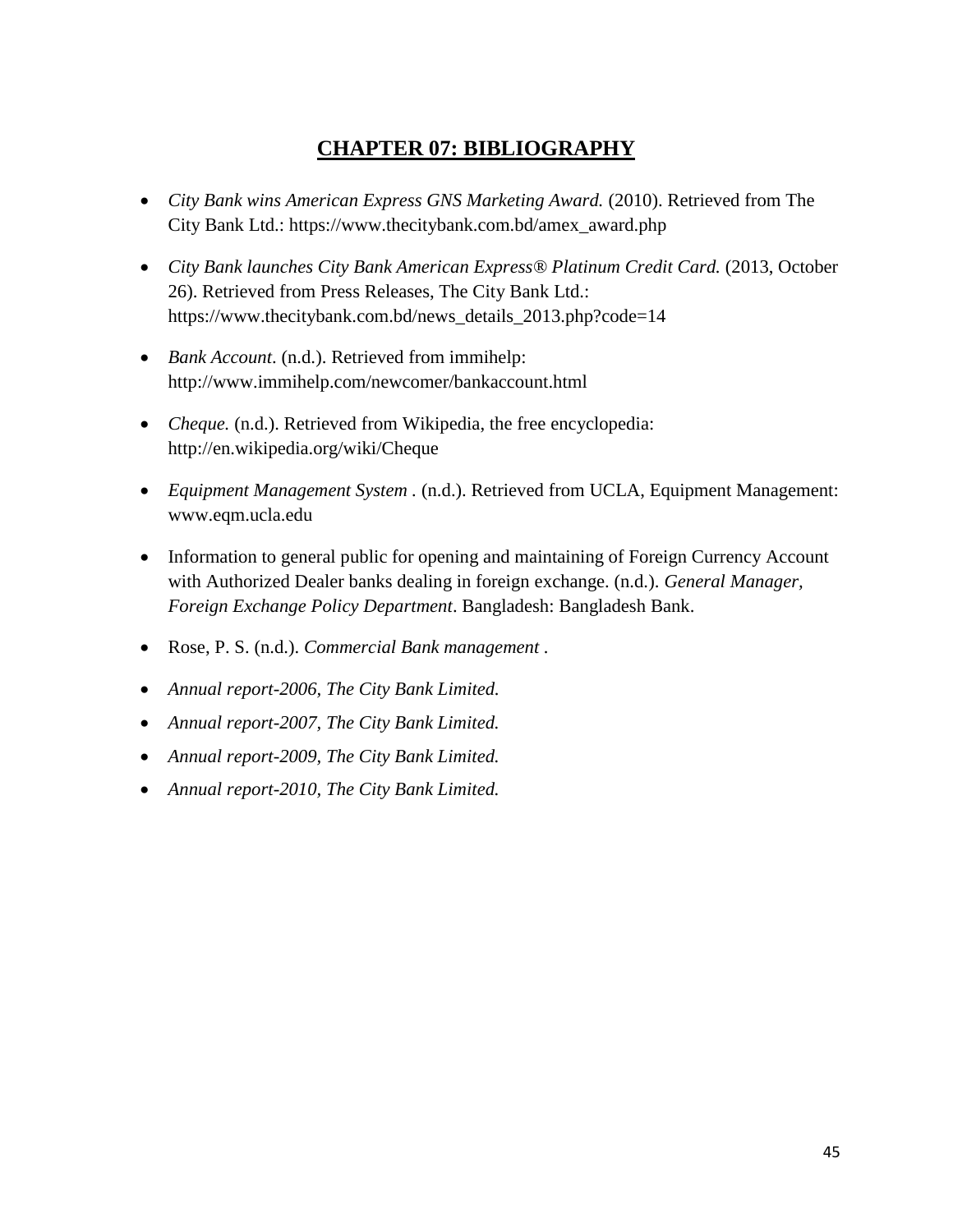# CHAPTER 07: BIBLIOGRAPHY

- *City Bank wins American Express GNS Marketing Award.* (2010). Retrieved from The City Bank Ltd.: https://www.thecitybank.com.bd/amex_award.php
- *City Bank launches City Bank American Express® Platinum Credit Card.* (2013, October 26). Retrieved from Press Releases, The City Bank Ltd.: https://www.thecitybank.com.bd/news_details_2013.php?code=14
- *Bank Account*. (n.d.). Retrieved from immihelp: http://www.immihelp.com/newcomer/bankaccount.html
- *Cheque.* (n.d.). Retrieved from Wikipedia, the free encyclopedia: http://en.wikipedia.org/wiki/Cheque
- *Equipment Management System* . (n.d.). Retrieved from UCLA, Equipment Management: www.eqm.ucla.edu
- Information to general public for opening and maintaining of Foreign Currency Account with Authorized Dealer banks dealing in foreign exchange. (n.d.). *General Manager, Foreign Exchange Policy Department*. Bangladesh: Bangladesh Bank.
- Rose, P. S. (n.d.). *Commercial Bank management* .
- *Annual report-2006, The City Bank Limited.*
- *Annual report-2007, The City Bank Limited.*
- *Annual report-2009, The City Bank Limited.*
- *Annual report-2010, The City Bank Limited.*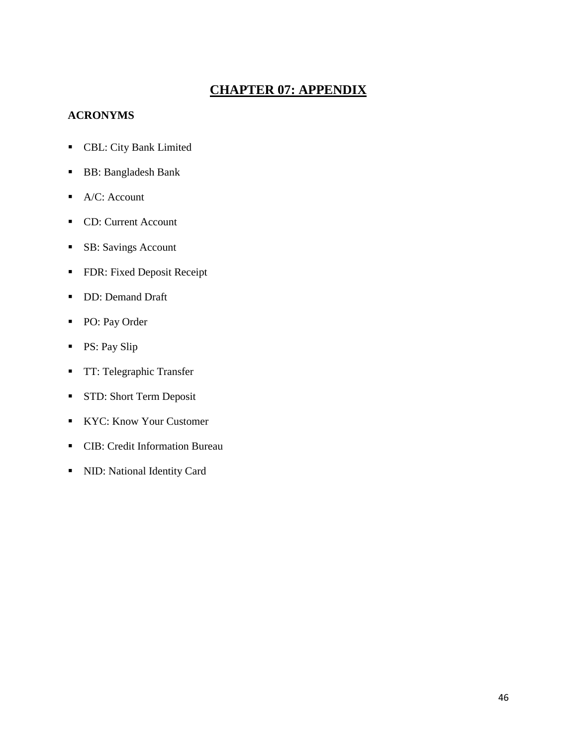# CHAPTER 07: APPENDIX

## ACRONYMS

- CBL: City Bank Limited
- BB: Bangladesh Bank
- A/C: Account
- CD: Current Account
- SB: Savings Account
- FDR: Fixed Deposit Receipt
- DD: Demand Draft
- PO: Pay Order
- PS: Pay Slip
- TT: Telegraphic Transfer
- STD: Short Term Deposit
- KYC: Know Your Customer
- CIB: Credit Information Bureau
- NID: National Identity Card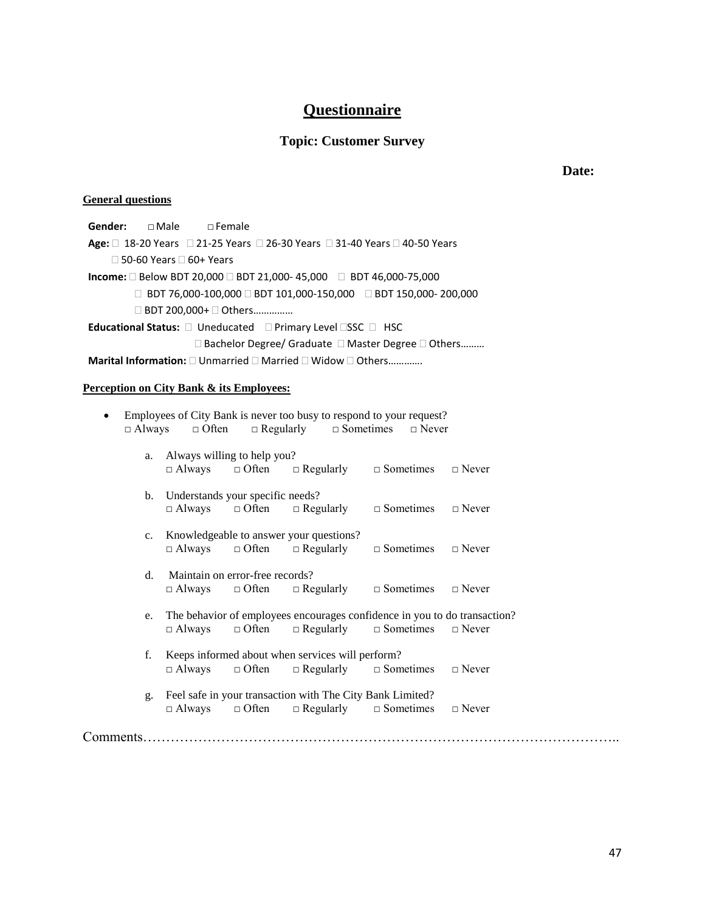# Questionnaire

## Topic: Customer Survey

**Date:**

**General questions**

**Gender:** □ Male □ Female

**Age:** □ 18-20 Years □ 21-25 Years □ 26-30 Years □ 31-40 Years □ 40-50 Years □ 50-60 Years □ 60+ Years

**Income:** □ Below BDT 20,000 □ BDT 21,000- 45,000 □ BDT 46,000-75,000 □ BDT 76,000-100,000 □ BDT 101,000-150,000 □ BDT 150,000- 200,000 □ BDT 200,000+ □ Others……………

**Educational Status:** □ Uneducated □ Primary Level □SSC □ HSC □ Bachelor Degree/ Graduate □ Master Degree □ Others………

**Marital Information:** □ Unmarried □ Married □ Widow □ Others…………

**Perception on City Bank & its Employees:**

- Employees of City Bank is never too busy to respond to your request?
  □ Always □ Often □ Regularly □ Sometimes □ Never

  a. Always willing to help you?
     □ Always □ Often □ Regularly □ Sometimes □ Never

  b. Understands your specific needs?
     □ Always □ Often □ Regularly □ Sometimes □ Never

  c. Knowledgeable to answer your questions?
     □ Always □ Often □ Regularly □ Sometimes □ Never

  d. Maintain on error-free records?
     □ Always □ Often □ Regularly □ Sometimes □ Never

  e. The behavior of employees encourages confidence in you to do transaction?
     □ Always □ Often □ Regularly □ Sometimes □ Never

  f. Keeps informed about when services will perform?
     □ Always □ Often □ Regularly □ Sometimes □ Never

  g. Feel safe in your transaction with The City Bank Limited?
     □ Always □ Often □ Regularly □ Sometimes □ Never

Comments…………………………………………………………………………………………..